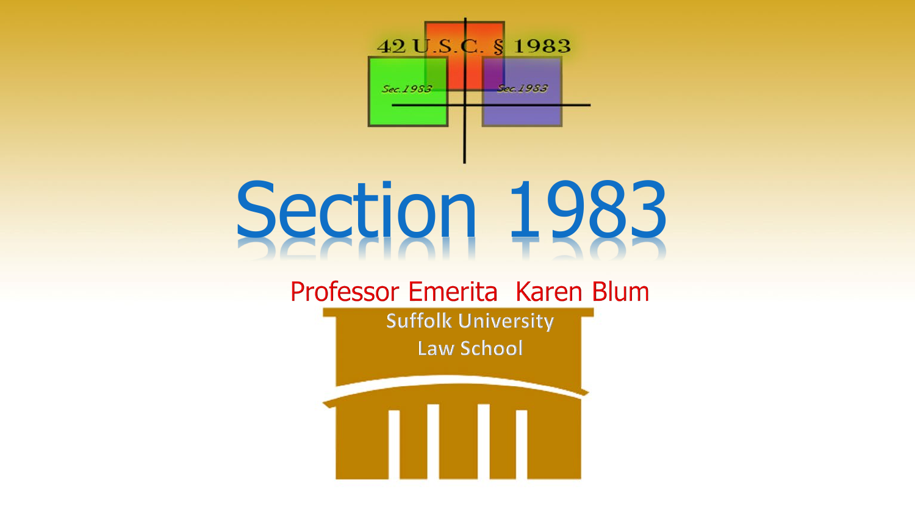42 U.S.C. § 1983

Sec.1983 Sec.1983

# Section 1983

Professor Emerita Karen Blum

Suffolk University Law School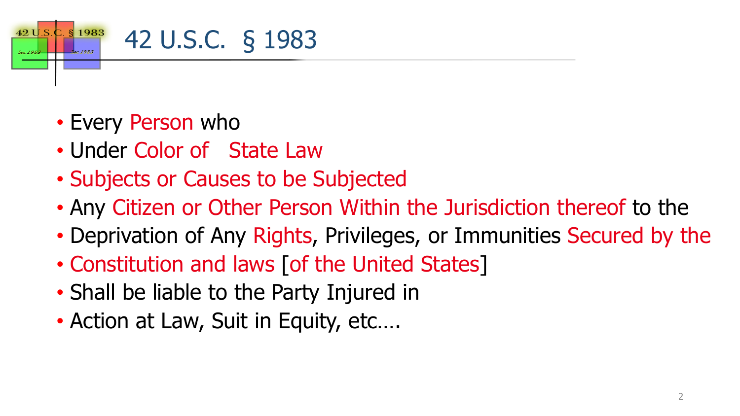# 42 U.S.C. § 1983

- Every Person who
- Under Color of State Law
- Subjects or Causes to be Subjected
- Any Citizen or Other Person Within the Jurisdiction thereof to the
- Deprivation of Any Rights, Privileges, or Immunities Secured by the
- Constitution and laws [of the United States]
- Shall be liable to the Party Injured in
- Action at Law, Suit in Equity, etc….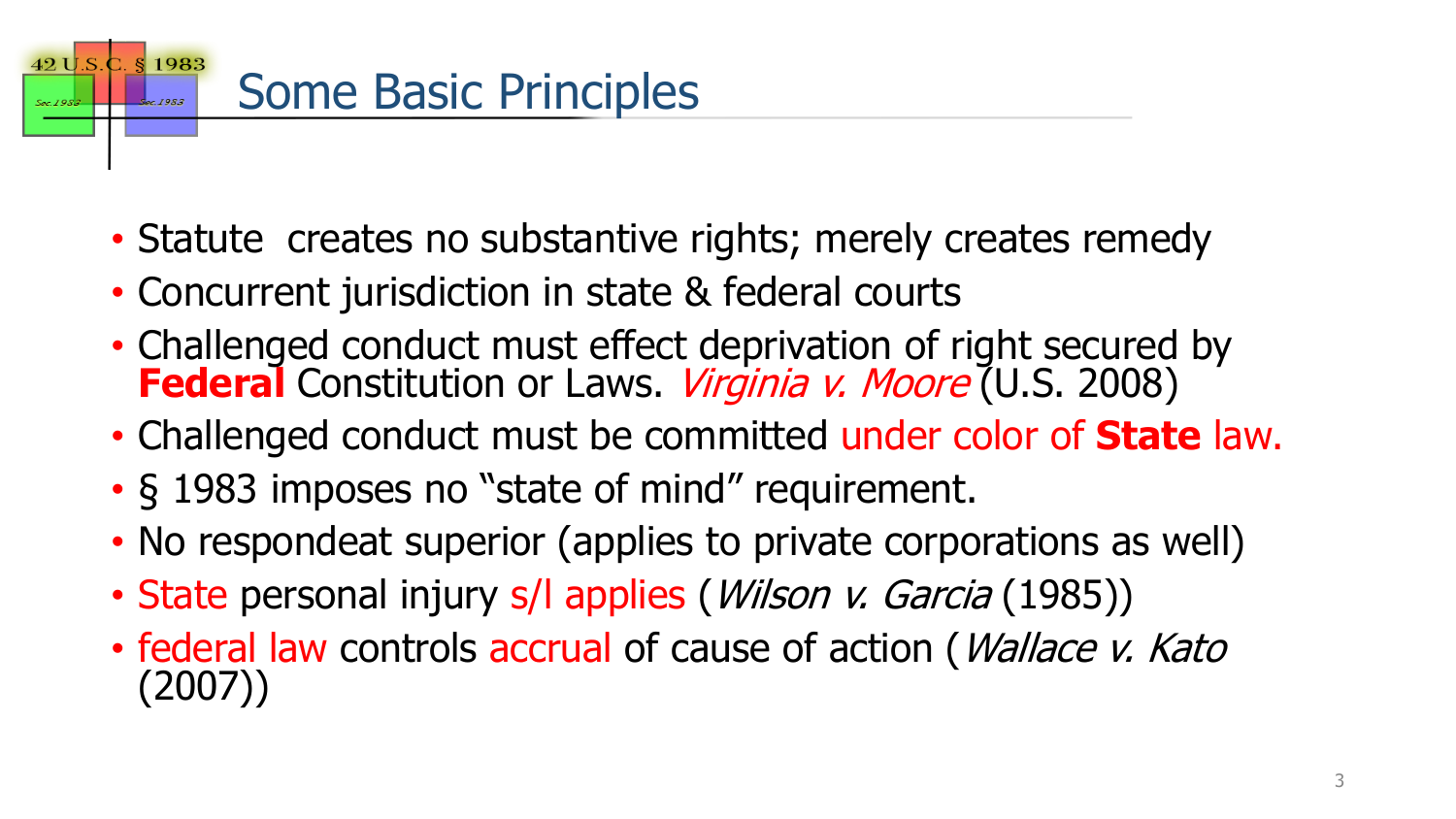# Some Basic Principles

- Statute creates no substantive rights; merely creates remedy
- Concurrent jurisdiction in state & federal courts
- Challenged conduct must effect deprivation of right secured by **Federal** Constitution or Laws. *Virginia v. Moore* (U.S. 2008)
- Challenged conduct must be committed under color of **State** law.
- § 1983 imposes no "state of mind" requirement.
- No respondeat superior (applies to private corporations as well)
- State personal injury s/l applies (*Wilson v. Garcia* (1985))
- federal law controls accrual of cause of action (*Wallace v. Kato* (2007))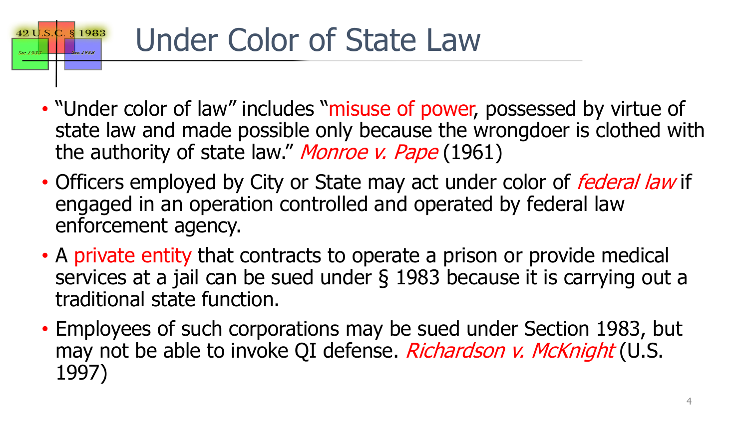# Under Color of State Law

- "Under color of law" includes "misuse of power, possessed by virtue of state law and made possible only because the wrongdoer is clothed with the authority of state law." *Monroe v. Pape* (1961)
- Officers employed by City or State may act under color of *federal law* if engaged in an operation controlled and operated by federal law enforcement agency.
- A private entity that contracts to operate a prison or provide medical services at a jail can be sued under § 1983 because it is carrying out a traditional state function.
- Employees of such corporations may be sued under Section 1983, but may not be able to invoke QI defense. *Richardson v. McKnight* (U.S. 1997)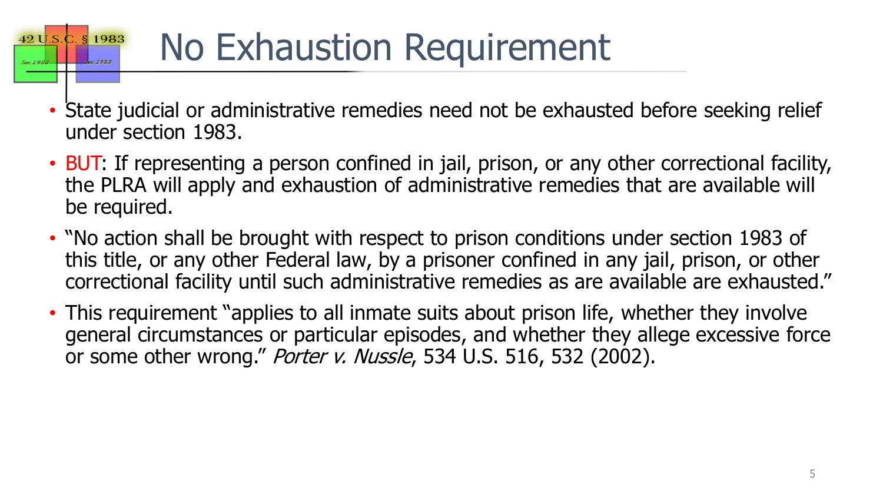# No Exhaustion Requirement

- State judicial or administrative remedies need not be exhausted before seeking relief under section 1983.
- BUT: If representing a person confined in jail, prison, or any other correctional facility, the PLRA will apply and exhaustion of administrative remedies that are available will be required.
- "No action shall be brought with respect to prison conditions under section 1983 of this title, or any other Federal law, by a prisoner confined in any jail, prison, or other correctional facility until such administrative remedies as are available are exhausted."
- This requirement "applies to all inmate suits about prison life, whether they involve general circumstances or particular episodes, and whether they allege excessive force or some other wrong." *Porter v. Nussle*, 534 U.S. 516, 532 (2002).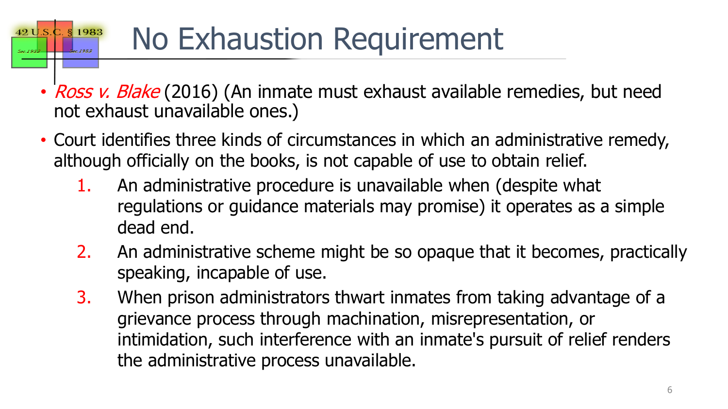# No Exhaustion Requirement

- *Ross v. Blake* (2016) (An inmate must exhaust available remedies, but need not exhaust unavailable ones.)
- Court identifies three kinds of circumstances in which an administrative remedy, although officially on the books, is not capable of use to obtain relief.
    1. An administrative procedure is unavailable when (despite what regulations or guidance materials may promise) it operates as a simple dead end.
    2. An administrative scheme might be so opaque that it becomes, practically speaking, incapable of use.
    3. When prison administrators thwart inmates from taking advantage of a grievance process through machination, misrepresentation, or intimidation, such interference with an inmate's pursuit of relief renders the administrative process unavailable.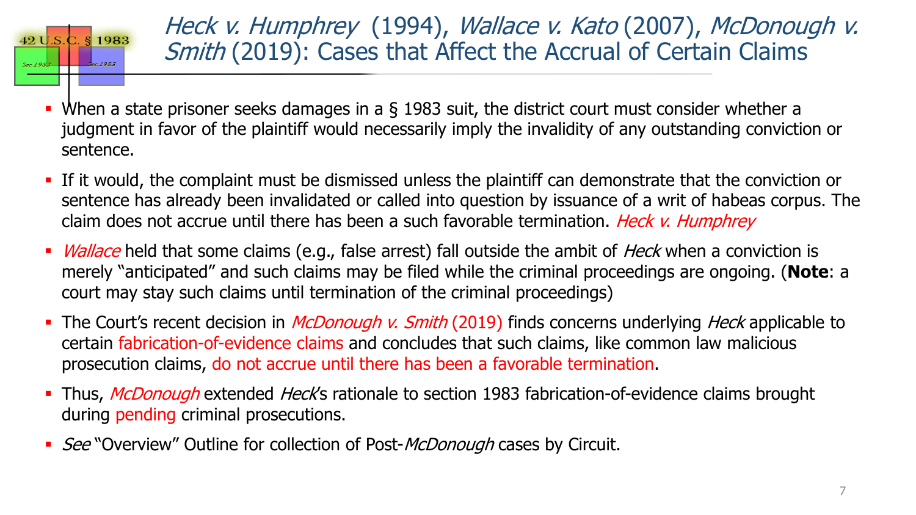# *Heck v. Humphrey* (1994), *Wallace v. Kato* (2007), *McDonough v. Smith* (2019): Cases that Affect the Accrual of Certain Claims

- When a state prisoner seeks damages in a § 1983 suit, the district court must consider whether a judgment in favor of the plaintiff would necessarily imply the invalidity of any outstanding conviction or sentence.
- If it would, the complaint must be dismissed unless the plaintiff can demonstrate that the conviction or sentence has already been invalidated or called into question by issuance of a writ of habeas corpus. The claim does not accrue until there has been a such favorable termination. *Heck v. Humphrey*
- *Wallace* held that some claims (e.g., false arrest) fall outside the ambit of *Heck* when a conviction is merely "anticipated" and such claims may be filed while the criminal proceedings are ongoing. (**Note**: a court may stay such claims until termination of the criminal proceedings)
- The Court's recent decision in *McDonough v. Smith* (2019) finds concerns underlying *Heck* applicable to certain fabrication-of-evidence claims and concludes that such claims, like common law malicious prosecution claims, do not accrue until there has been a favorable termination.
- Thus, *McDonough* extended *Heck*'s rationale to section 1983 fabrication-of-evidence claims brought during pending criminal prosecutions.
- *See* "Overview" Outline for collection of Post-*McDonough* cases by Circuit.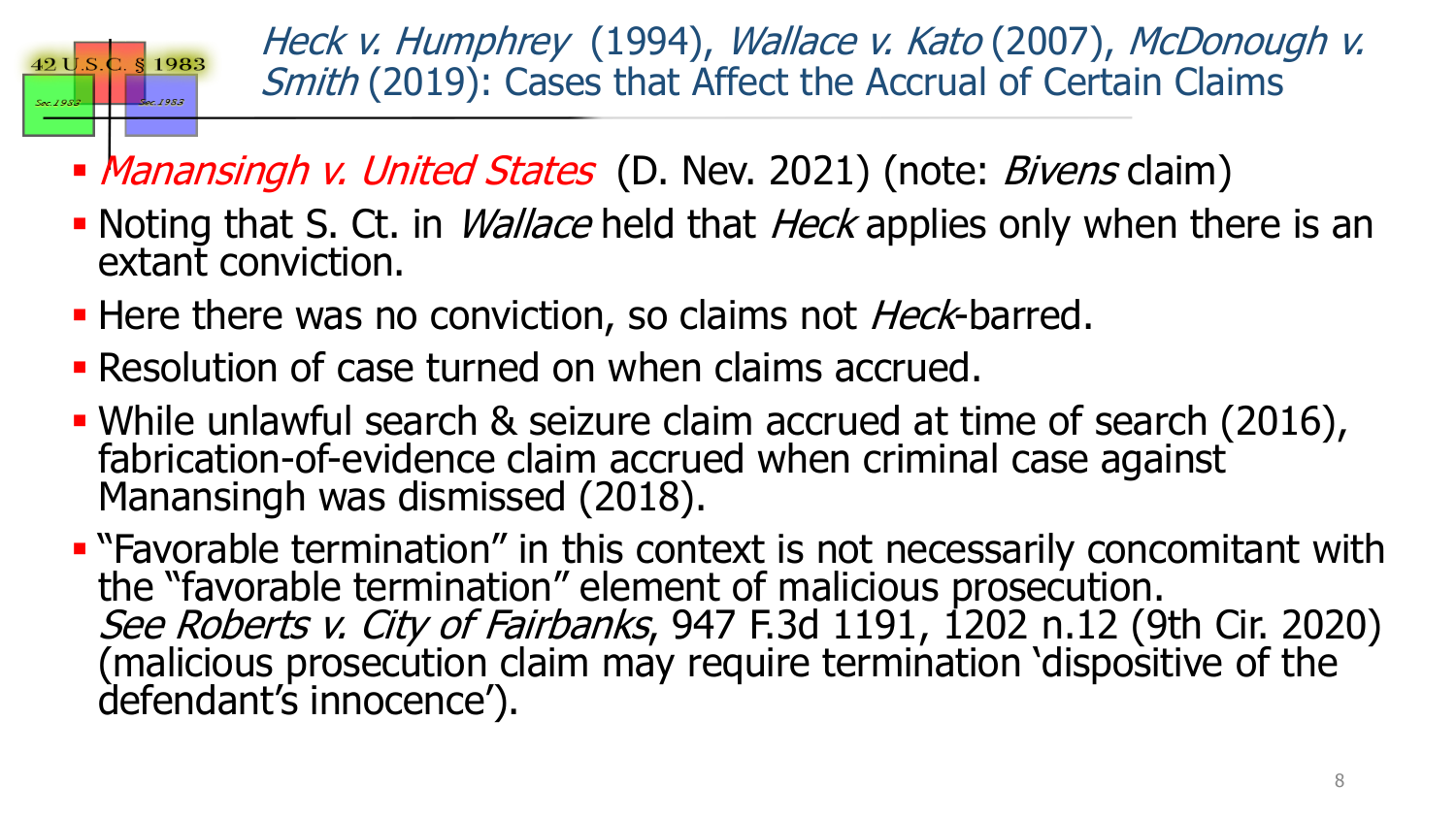## *Heck v. Humphrey* (1994), *Wallace v. Kato* (2007), *McDonough v. Smith* (2019): Cases that Affect the Accrual of Certain Claims

- *Manansingh v. United States* (D. Nev. 2021) (note: *Bivens* claim)
- Noting that S. Ct. in *Wallace* held that *Heck* applies only when there is an extant conviction.
- Here there was no conviction, so claims not *Heck*-barred.
- Resolution of case turned on when claims accrued.
- While unlawful search & seizure claim accrued at time of search (2016), fabrication-of-evidence claim accrued when criminal case against Manansingh was dismissed (2018).
- "Favorable termination" in this context is not necessarily concomitant with the "favorable termination" element of malicious prosecution. *See Roberts v. City of Fairbanks*, 947 F.3d 1191, 1202 n.12 (9th Cir. 2020) (malicious prosecution claim may require termination 'dispositive of the defendant's innocence').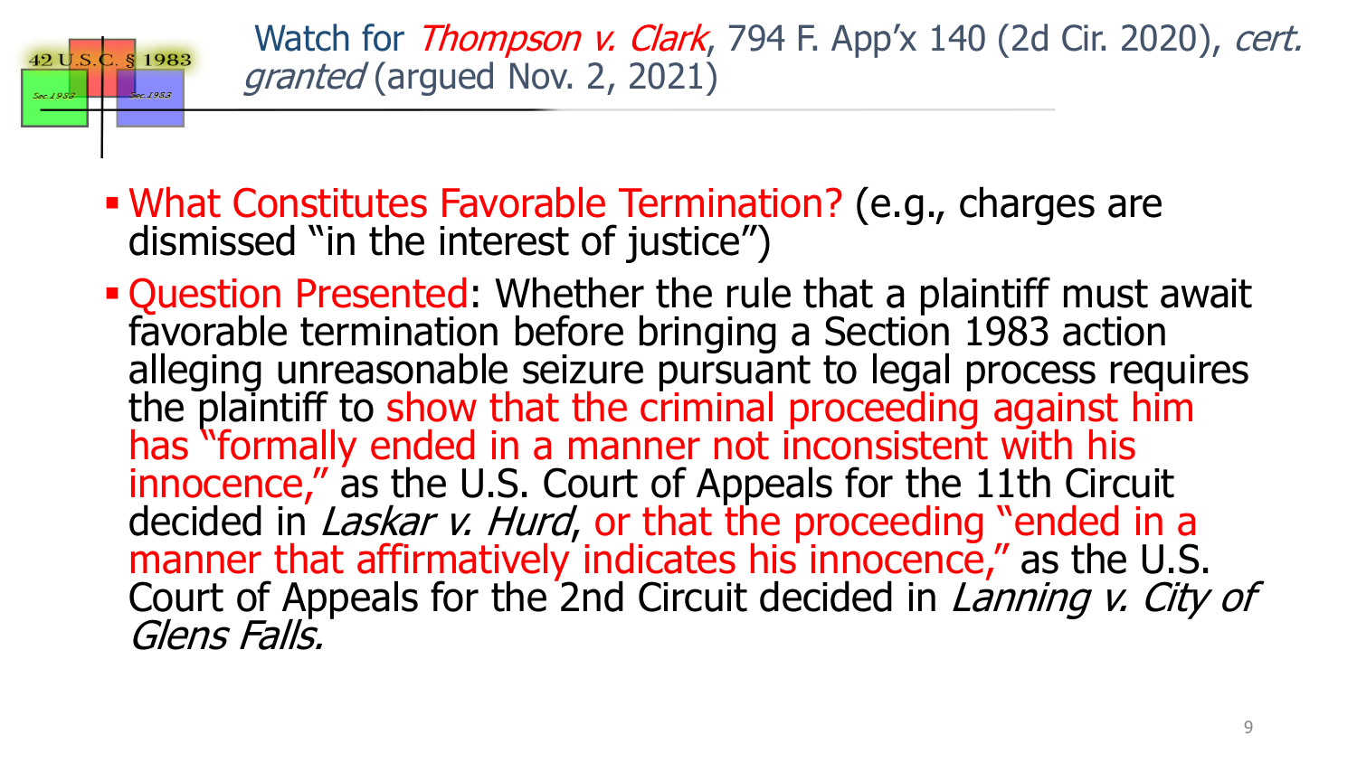## Watch for *Thompson v. Clark*, 794 F. App'x 140 (2d Cir. 2020), *cert. granted* (argued Nov. 2, 2021)

- What Constitutes Favorable Termination? (e.g., charges are dismissed "in the interest of justice")
- Question Presented: Whether the rule that a plaintiff must await favorable termination before bringing a Section 1983 action alleging unreasonable seizure pursuant to legal process requires the plaintiff to show that the criminal proceeding against him has "formally ended in a manner not inconsistent with his innocence," as the U.S. Court of Appeals for the 11th Circuit decided in *Laskar v. Hurd*, or that the proceeding "ended in a manner that affirmatively indicates his innocence," as the U.S. Court of Appeals for the 2nd Circuit decided in *Lanning v. City of Glens Falls.*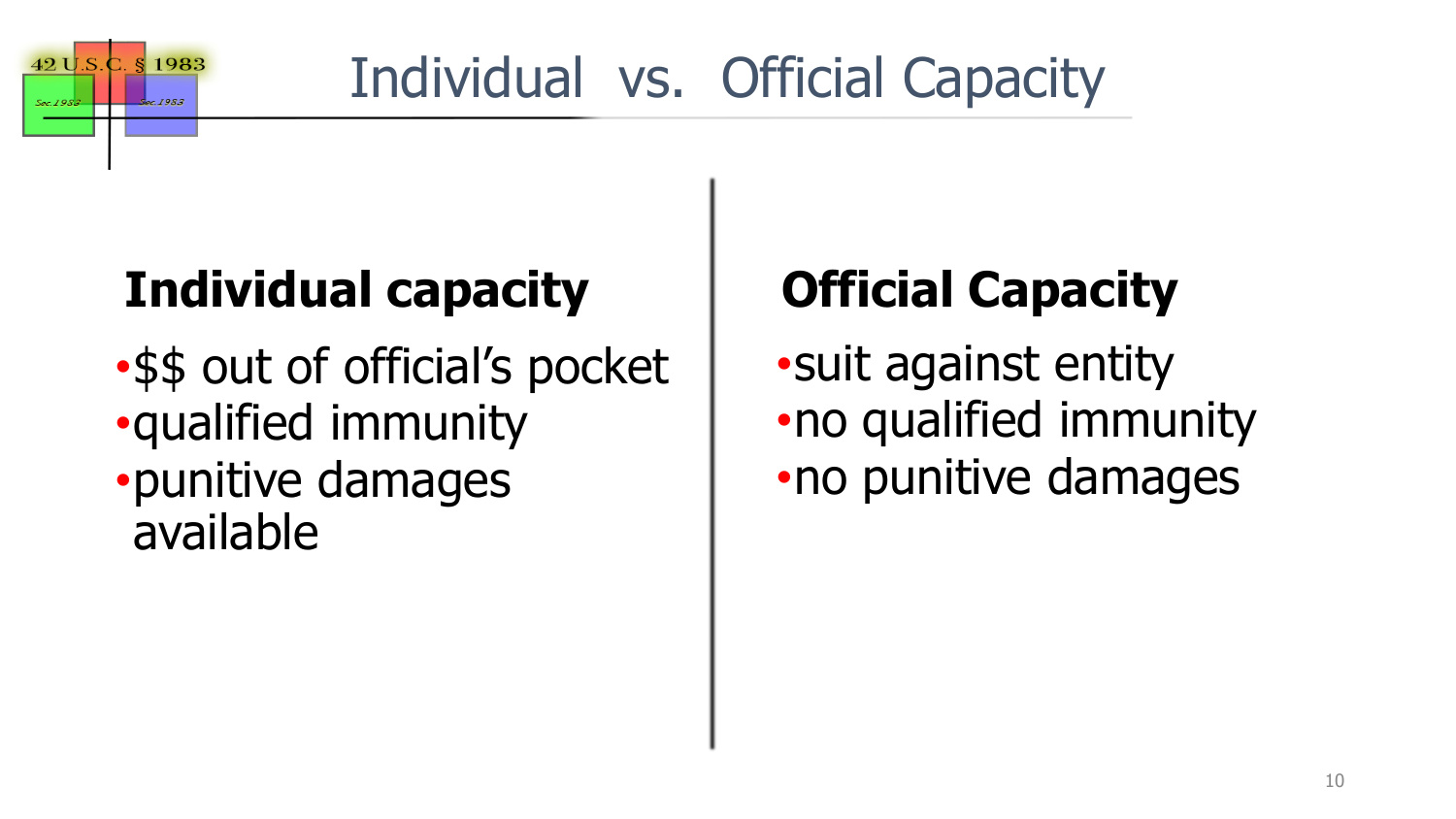# Individual vs. Official Capacity

## Individual capacity

- $$ out of official's pocket
- qualified immunity
- punitive damages available

## Official Capacity

- suit against entity
- no qualified immunity
- no punitive damages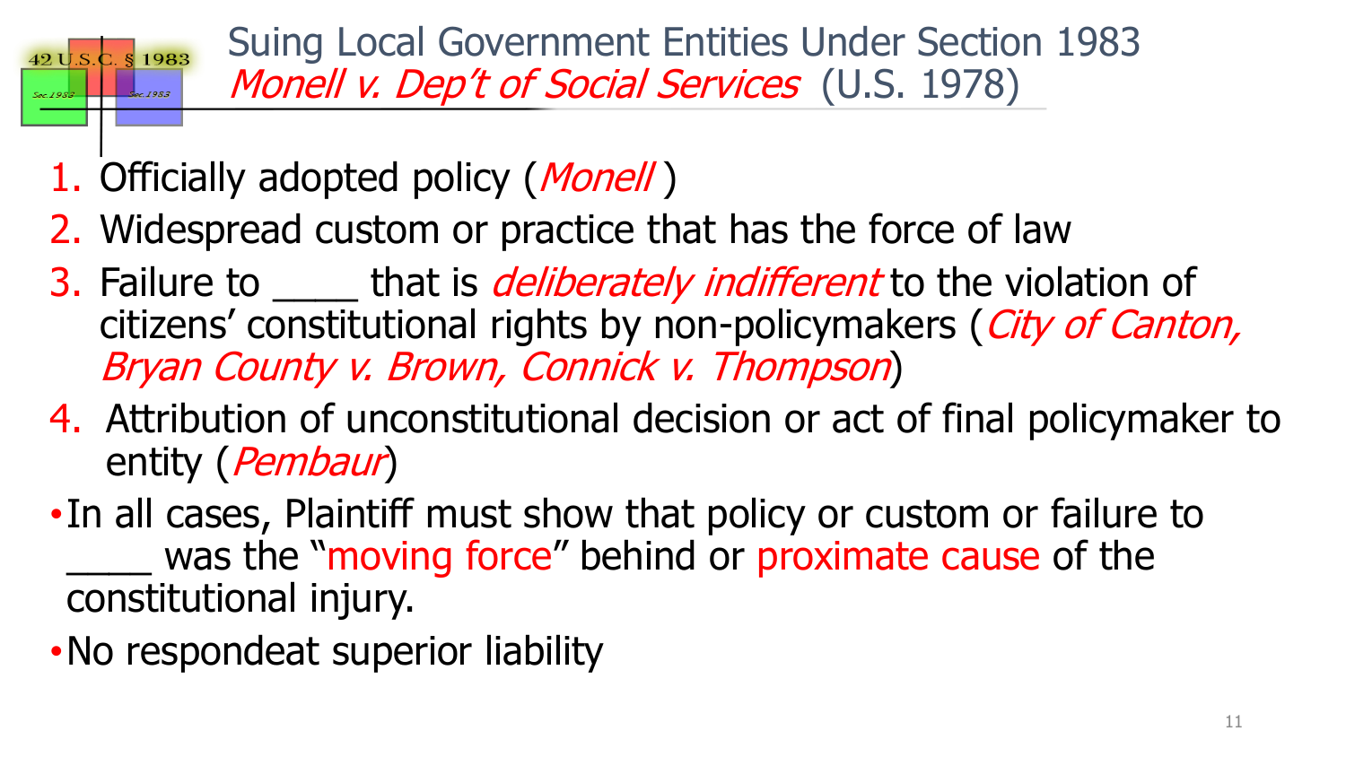# Suing Local Government Entities Under Section 1983
## *Monell v. Dep't of Social Services* (U.S. 1978)

1. Officially adopted policy (*Monell*)
2. Widespread custom or practice that has the force of law
3. Failure to ____ that is *deliberately indifferent* to the violation of citizens' constitutional rights by non-policymakers (*City of Canton, Bryan County v. Brown, Connick v. Thompson*)
4. Attribution of unconstitutional decision or act of final policymaker to entity (*Pembaur*)

- In all cases, Plaintiff must show that policy or custom or failure to ____ was the "moving force" behind or proximate cause of the constitutional injury.
- No respondeat superior liability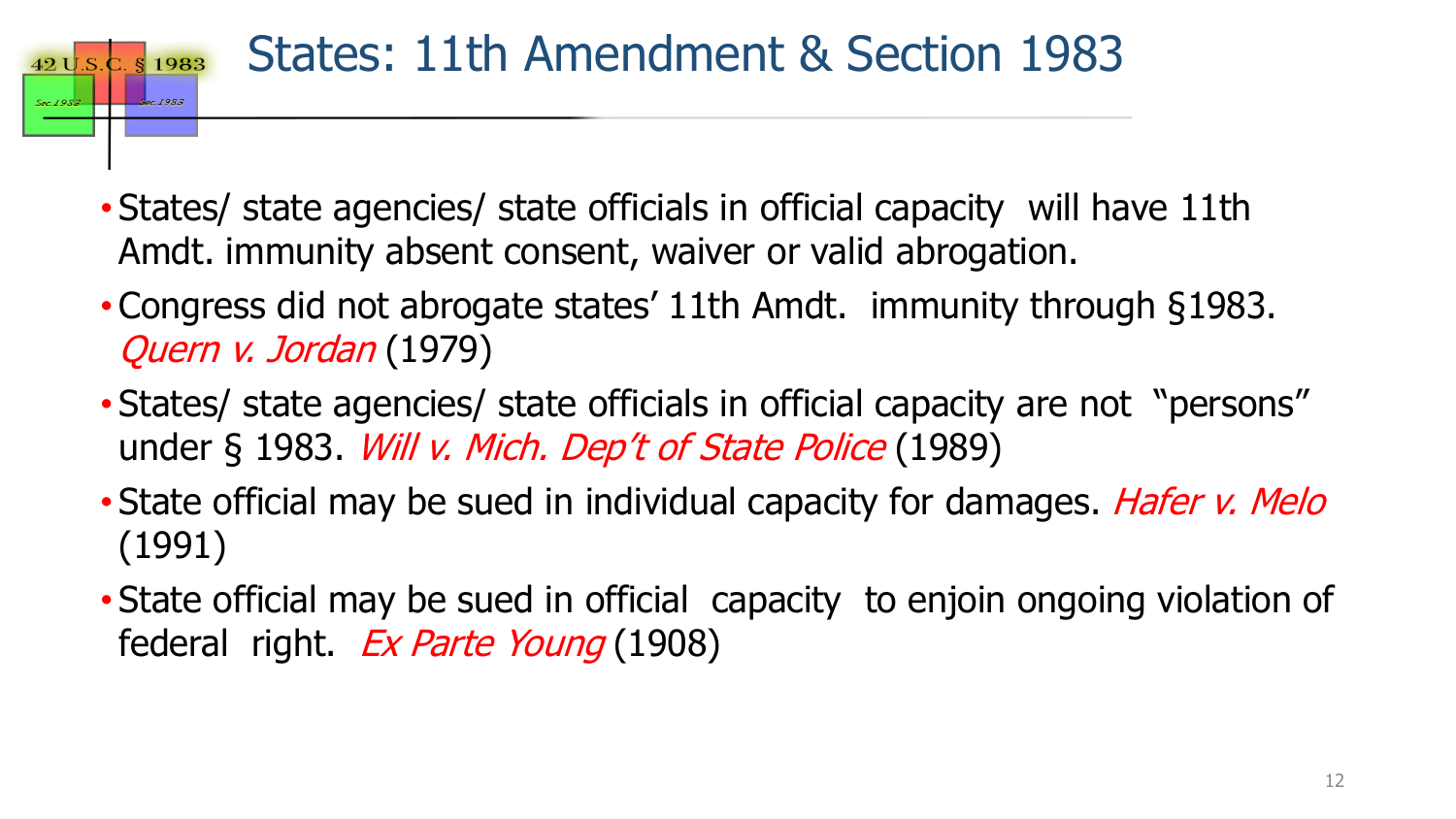# States: 11th Amendment & Section 1983

- States/ state agencies/ state officials in official capacity will have 11th Amdt. immunity absent consent, waiver or valid abrogation.
- Congress did not abrogate states' 11th Amdt. immunity through §1983. *Quern v. Jordan* (1979)
- States/ state agencies/ state officials in official capacity are not "persons" under § 1983. *Will v. Mich. Dep't of State Police* (1989)
- State official may be sued in individual capacity for damages. *Hafer v. Melo* (1991)
- State official may be sued in official capacity to enjoin ongoing violation of federal right. *Ex Parte Young* (1908)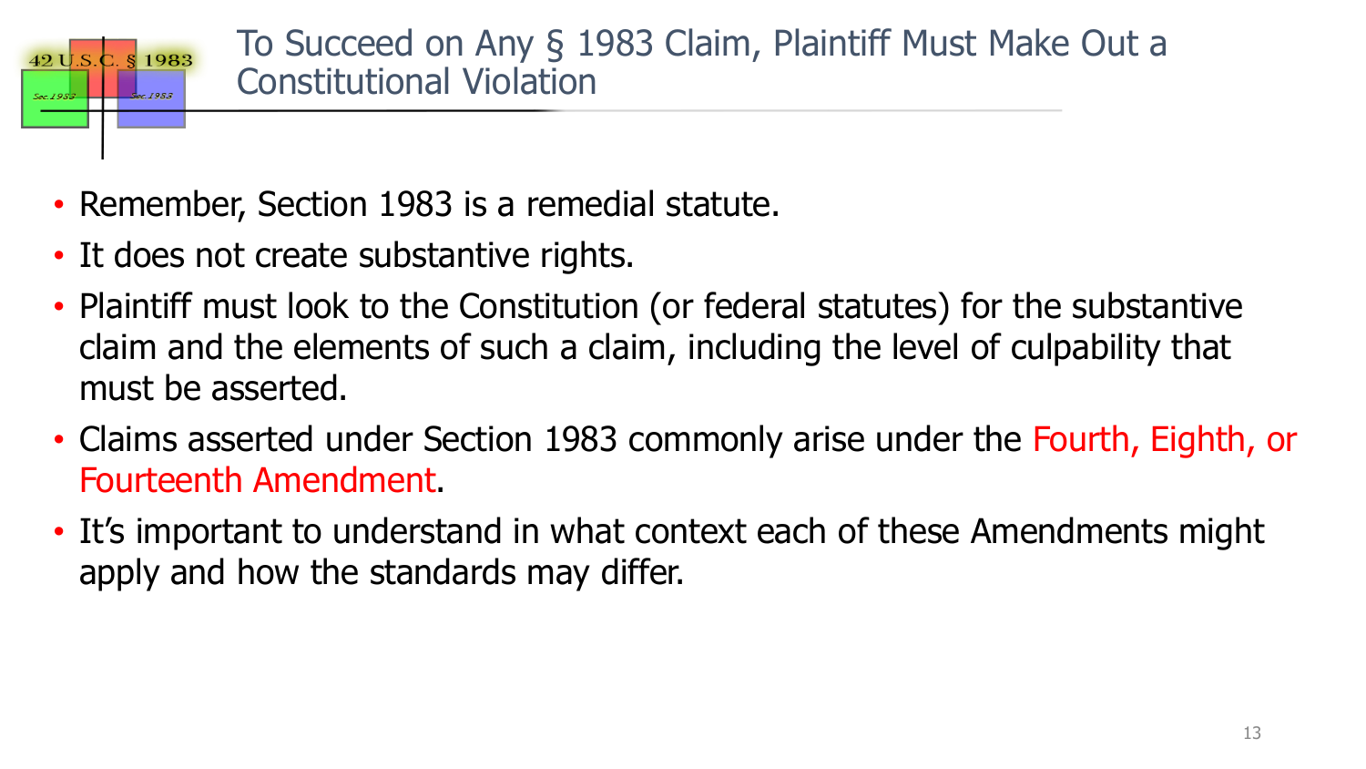# To Succeed on Any § 1983 Claim, Plaintiff Must Make Out a Constitutional Violation

- Remember, Section 1983 is a remedial statute.
- It does not create substantive rights.
- Plaintiff must look to the Constitution (or federal statutes) for the substantive claim and the elements of such a claim, including the level of culpability that must be asserted.
- Claims asserted under Section 1983 commonly arise under the Fourth, Eighth, or Fourteenth Amendment.
- It's important to understand in what context each of these Amendments might apply and how the standards may differ.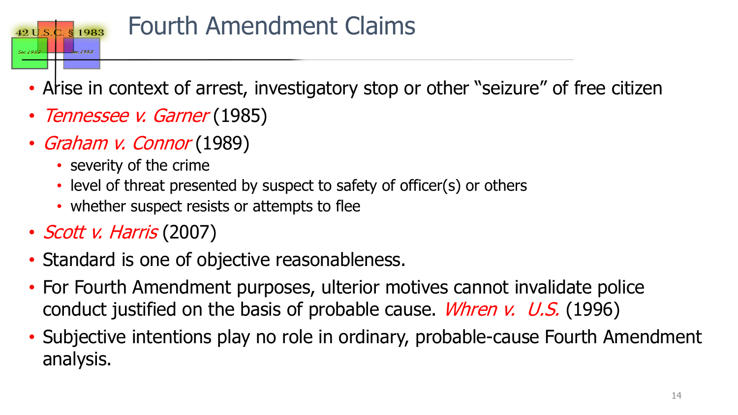# Fourth Amendment Claims

- Arise in context of arrest, investigatory stop or other "seizure" of free citizen
- *Tennessee v. Garner* (1985)
- *Graham v. Connor* (1989)
  - severity of the crime
  - level of threat presented by suspect to safety of officer(s) or others
  - whether suspect resists or attempts to flee
- *Scott v. Harris* (2007)
- Standard is one of objective reasonableness.
- For Fourth Amendment purposes, ulterior motives cannot invalidate police conduct justified on the basis of probable cause. *Whren v. U.S.* (1996)
- Subjective intentions play no role in ordinary, probable-cause Fourth Amendment analysis.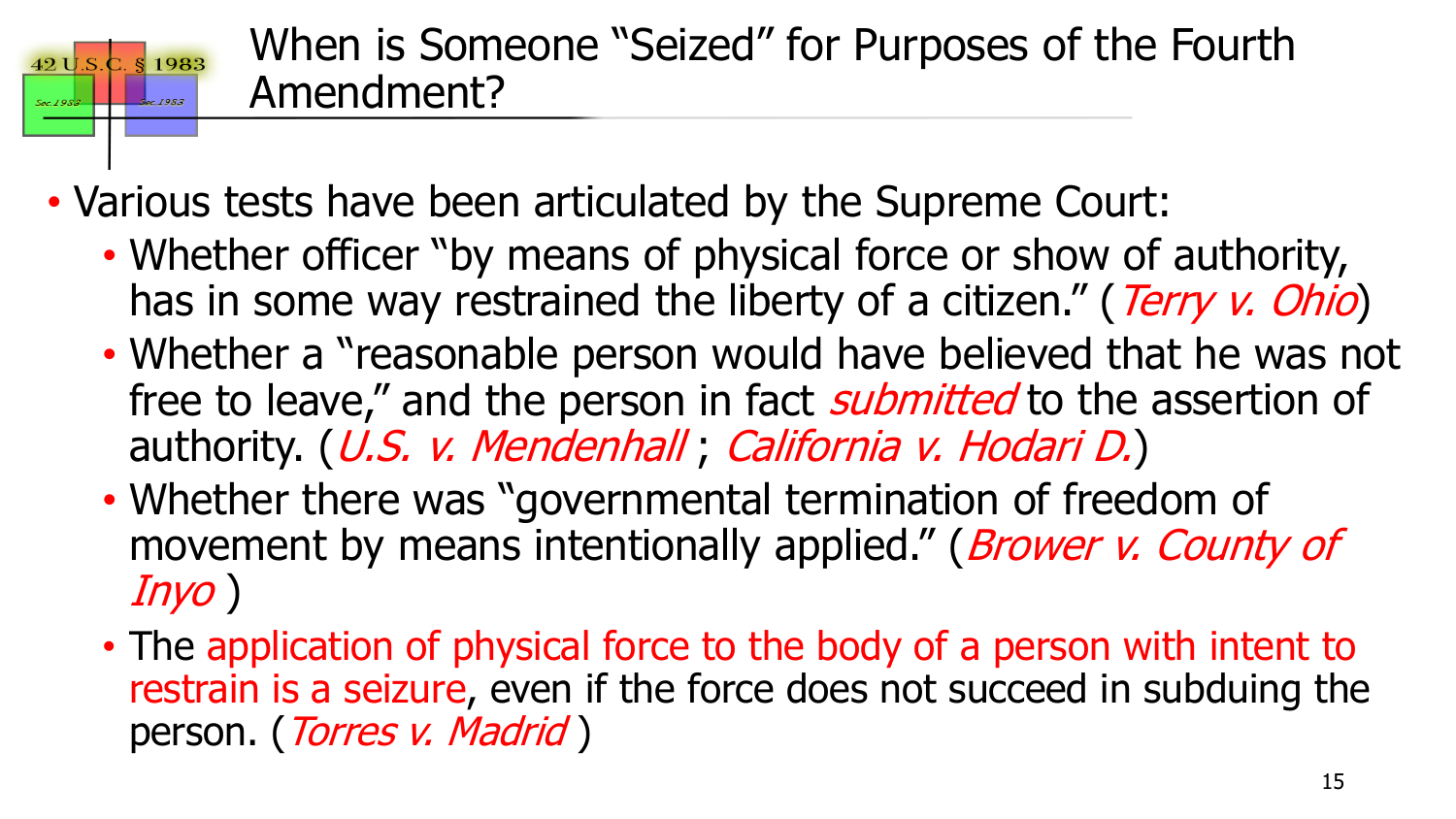# When is Someone "Seized" for Purposes of the Fourth Amendment?

- Various tests have been articulated by the Supreme Court:
  - Whether officer "by means of physical force or show of authority, has in some way restrained the liberty of a citizen." (*Terry v. Ohio*)
  - Whether a "reasonable person would have believed that he was not free to leave," and the person in fact *submitted* to the assertion of authority. (*U.S. v. Mendenhall* ; *California v. Hodari D.*)
  - Whether there was "governmental termination of freedom of movement by means intentionally applied." (*Brower v. County of Inyo* )
  - The application of physical force to the body of a person with intent to restrain is a seizure, even if the force does not succeed in subduing the person. (*Torres v. Madrid* )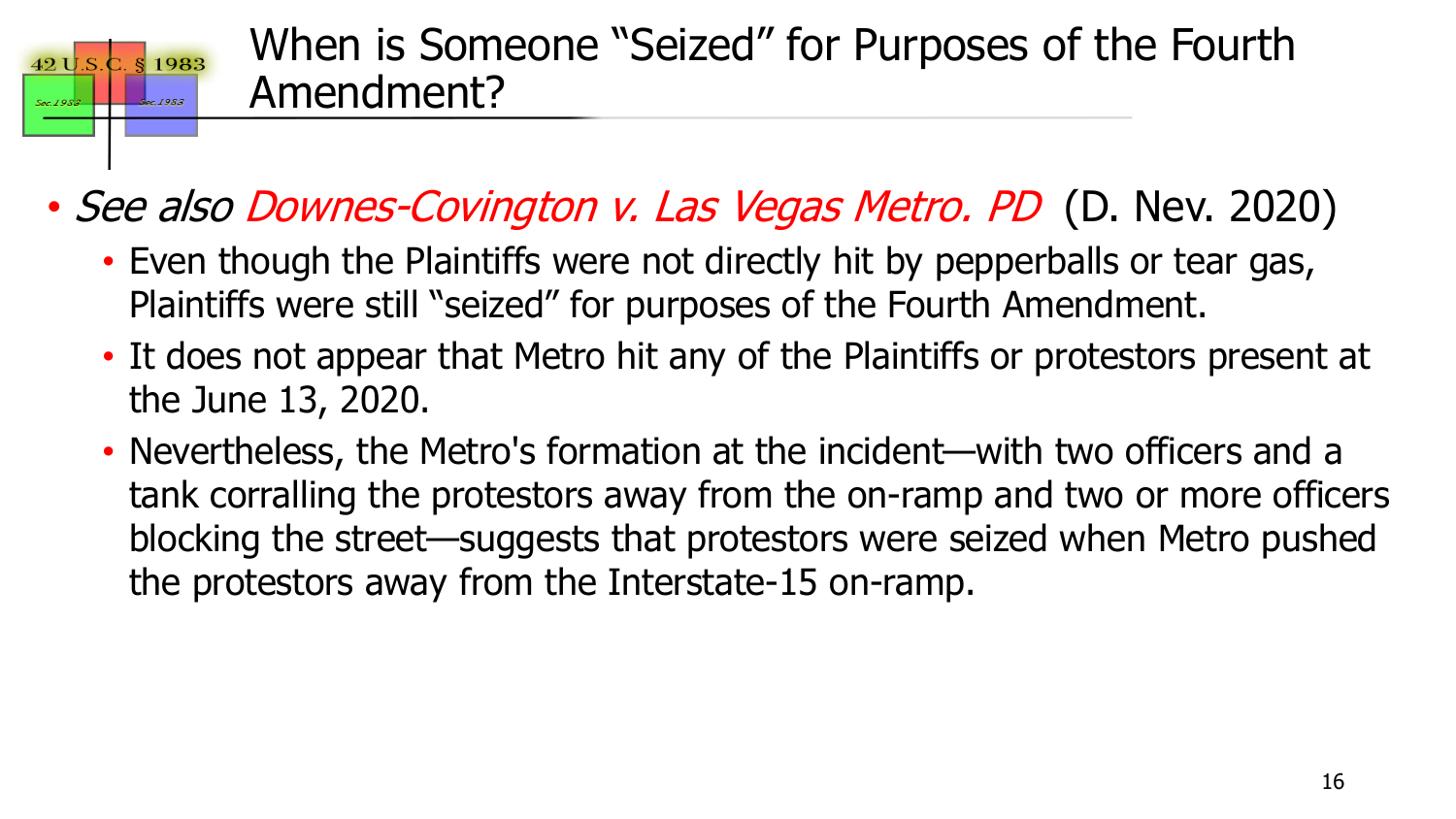# When is Someone "Seized" for Purposes of the Fourth Amendment?

- *See also Downes-Covington v. Las Vegas Metro. PD* (D. Nev. 2020)
  - Even though the Plaintiffs were not directly hit by pepperballs or tear gas, Plaintiffs were still "seized" for purposes of the Fourth Amendment.
  - It does not appear that Metro hit any of the Plaintiffs or protestors present at the June 13, 2020.
  - Nevertheless, the Metro's formation at the incident—with two officers and a tank corralling the protestors away from the on-ramp and two or more officers blocking the street—suggests that protestors were seized when Metro pushed the protestors away from the Interstate-15 on-ramp.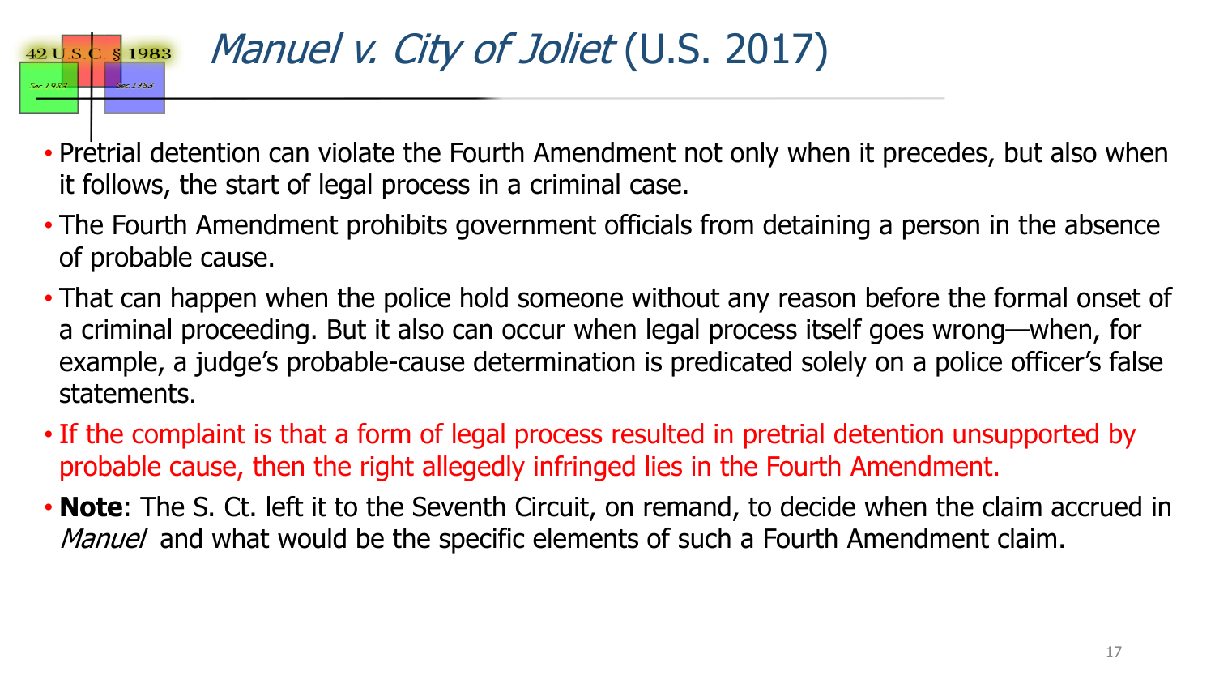# *Manuel v. City of Joliet* (U.S. 2017)

- Pretrial detention can violate the Fourth Amendment not only when it precedes, but also when it follows, the start of legal process in a criminal case.
- The Fourth Amendment prohibits government officials from detaining a person in the absence of probable cause.
- That can happen when the police hold someone without any reason before the formal onset of a criminal proceeding. But it also can occur when legal process itself goes wrong—when, for example, a judge's probable-cause determination is predicated solely on a police officer's false statements.
- If the complaint is that a form of legal process resulted in pretrial detention unsupported by probable cause, then the right allegedly infringed lies in the Fourth Amendment.
- **Note**: The S. Ct. left it to the Seventh Circuit, on remand, to decide when the claim accrued in *Manuel* and what would be the specific elements of such a Fourth Amendment claim.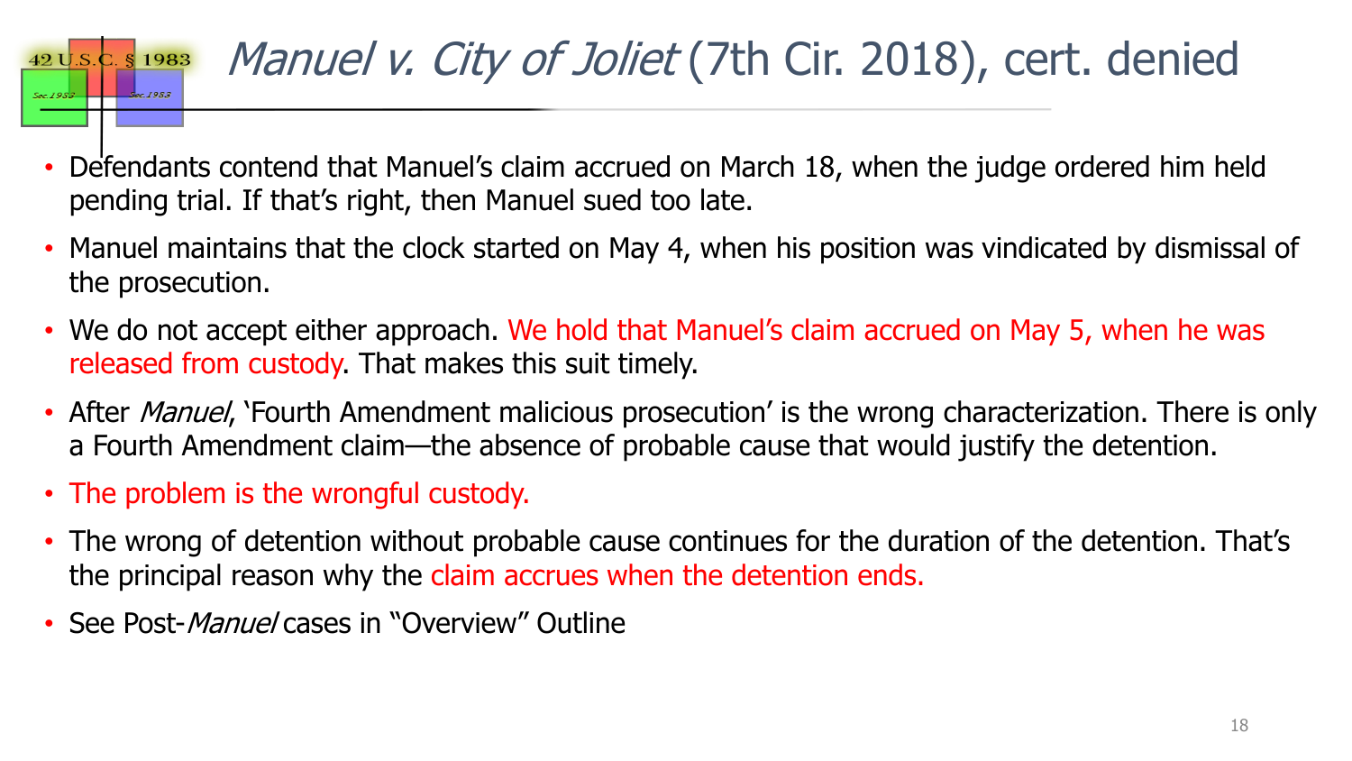# *Manuel v. City of Joliet* (7th Cir. 2018), cert. denied

- Defendants contend that Manuel's claim accrued on March 18, when the judge ordered him held pending trial. If that's right, then Manuel sued too late.
- Manuel maintains that the clock started on May 4, when his position was vindicated by dismissal of the prosecution.
- We do not accept either approach. We hold that Manuel's claim accrued on May 5, when he was released from custody. That makes this suit timely.
- After *Manuel*, 'Fourth Amendment malicious prosecution' is the wrong characterization. There is only a Fourth Amendment claim—the absence of probable cause that would justify the detention.
- The problem is the wrongful custody.
- The wrong of detention without probable cause continues for the duration of the detention. That's the principal reason why the claim accrues when the detention ends.
- See Post-*Manuel* cases in "Overview" Outline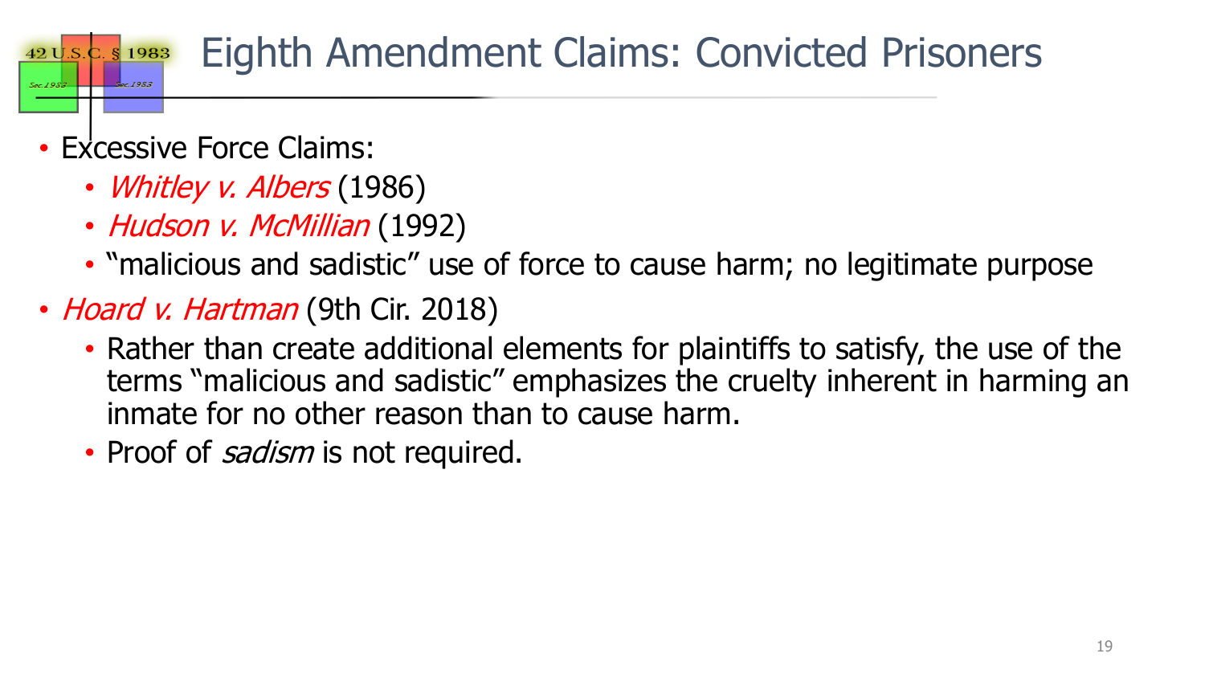# Eighth Amendment Claims: Convicted Prisoners

- Excessive Force Claims:
  - *Whitley v. Albers* (1986)
  - *Hudson v. McMillian* (1992)
  - "malicious and sadistic" use of force to cause harm; no legitimate purpose
- *Hoard v. Hartman* (9th Cir. 2018)
  - Rather than create additional elements for plaintiffs to satisfy, the use of the terms "malicious and sadistic" emphasizes the cruelty inherent in harming an inmate for no other reason than to cause harm.
  - Proof of *sadism* is not required.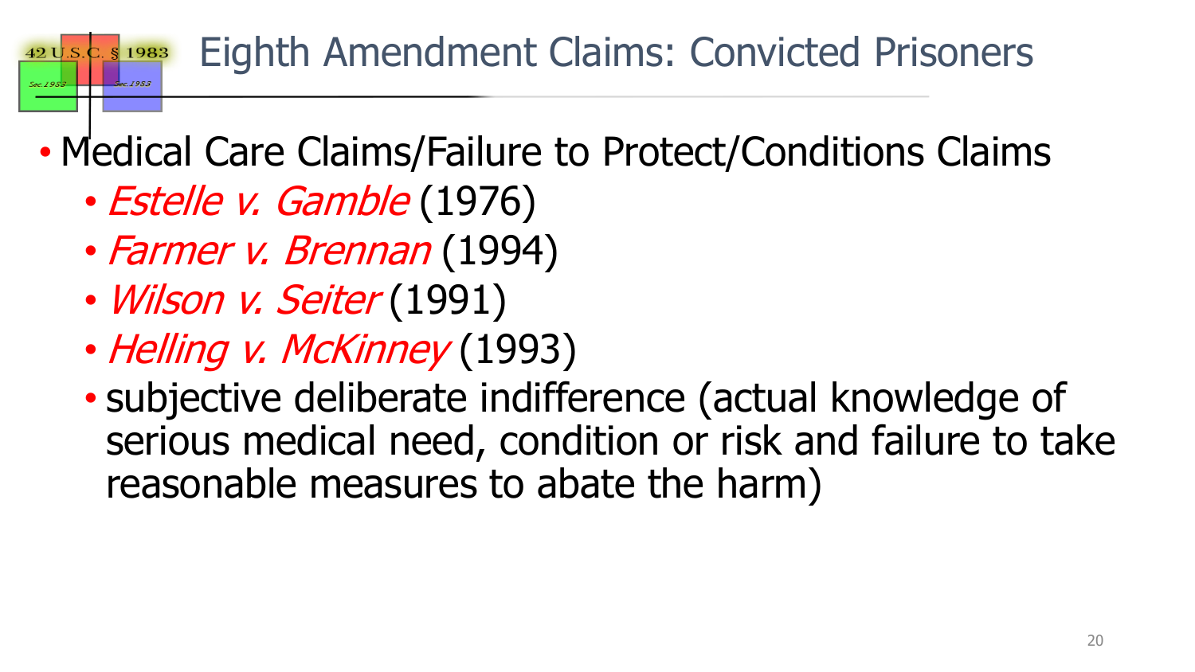# Eighth Amendment Claims: Convicted Prisoners

- Medical Care Claims/Failure to Protect/Conditions Claims
  - *Estelle v. Gamble* (1976)
  - *Farmer v. Brennan* (1994)
  - *Wilson v. Seiter* (1991)
  - *Helling v. McKinney* (1993)
  - subjective deliberate indifference (actual knowledge of serious medical need, condition or risk and failure to take reasonable measures to abate the harm)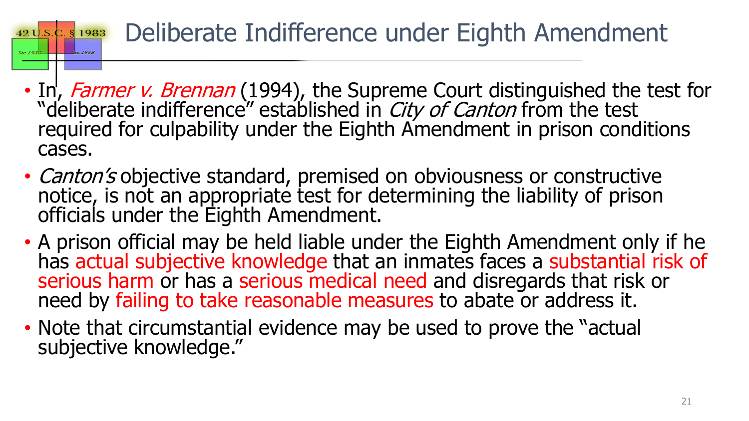# Deliberate Indifference under Eighth Amendment

- In, *Farmer v. Brennan* (1994), the Supreme Court distinguished the test for "deliberate indifference" established in *City of Canton* from the test required for culpability under the Eighth Amendment in prison conditions cases.
- *Canton's* objective standard, premised on obviousness or constructive notice, is not an appropriate test for determining the liability of prison officials under the Eighth Amendment.
- A prison official may be held liable under the Eighth Amendment only if he has actual subjective knowledge that an inmates faces a substantial risk of serious harm or has a serious medical need and disregards that risk or need by failing to take reasonable measures to abate or address it.
- Note that circumstantial evidence may be used to prove the "actual subjective knowledge."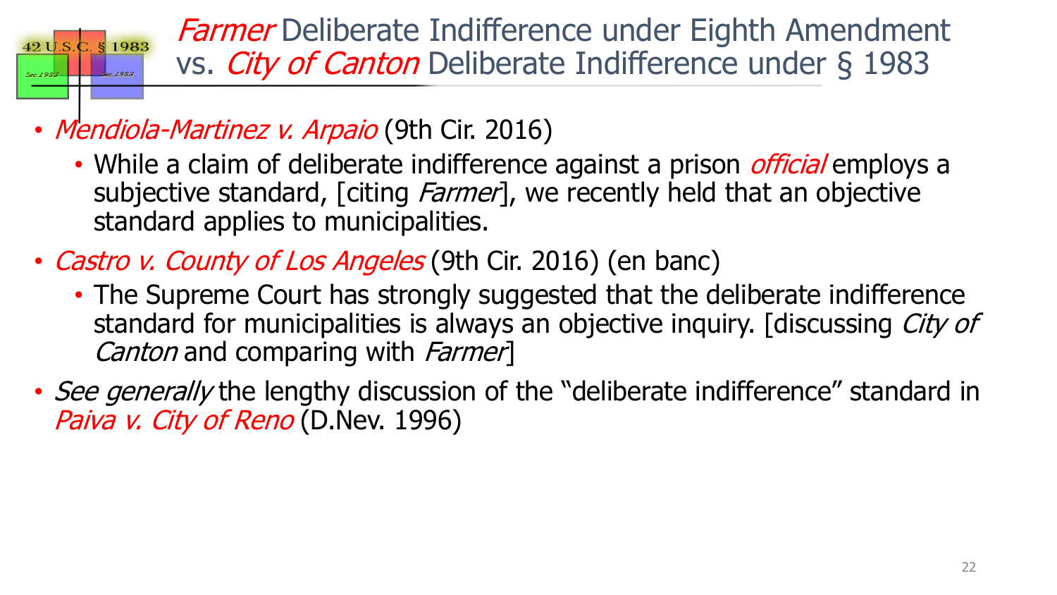# *Farmer* Deliberate Indifference under Eighth Amendment vs. *City of Canton* Deliberate Indifference under § 1983

- *Mendiola-Martinez v. Arpaio* (9th Cir. 2016)
  - While a claim of deliberate indifference against a prison *official* employs a subjective standard, [citing *Farmer*], we recently held that an objective standard applies to municipalities.
- *Castro v. County of Los Angeles* (9th Cir. 2016) (en banc)
  - The Supreme Court has strongly suggested that the deliberate indifference standard for municipalities is always an objective inquiry. [discussing *City of Canton* and comparing with *Farmer*]
- *See generally* the lengthy discussion of the "deliberate indifference" standard in *Paiva v. City of Reno* (D.Nev. 1996)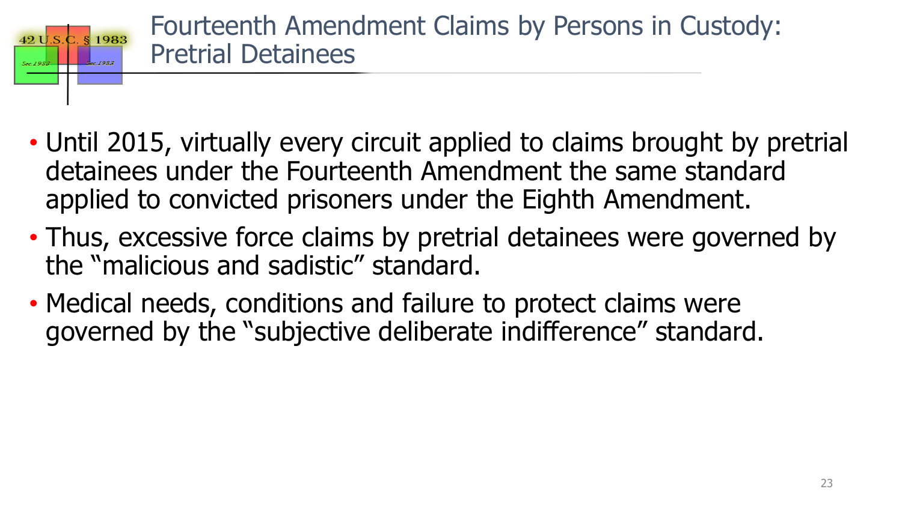# Fourteenth Amendment Claims by Persons in Custody: Pretrial Detainees

- Until 2015, virtually every circuit applied to claims brought by pretrial detainees under the Fourteenth Amendment the same standard applied to convicted prisoners under the Eighth Amendment.
- Thus, excessive force claims by pretrial detainees were governed by the "malicious and sadistic" standard.
- Medical needs, conditions and failure to protect claims were governed by the "subjective deliberate indifference" standard.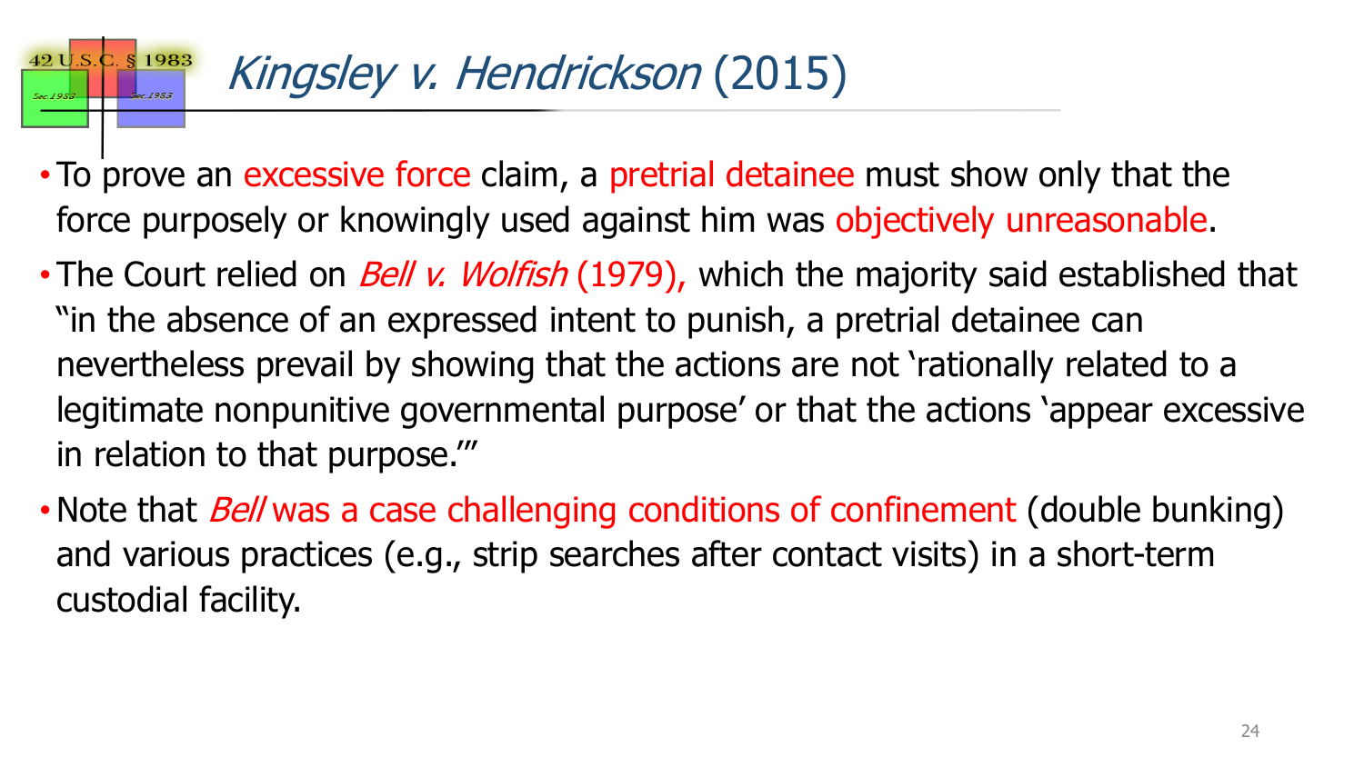# *Kingsley v. Hendrickson* (2015)

- To prove an excessive force claim, a pretrial detainee must show only that the force purposely or knowingly used against him was objectively unreasonable.
- The Court relied on *Bell v. Wolfish* (1979), which the majority said established that "in the absence of an expressed intent to punish, a pretrial detainee can nevertheless prevail by showing that the actions are not 'rationally related to a legitimate nonpunitive governmental purpose' or that the actions 'appear excessive in relation to that purpose.'"
- Note that *Bell* was a case challenging conditions of confinement (double bunking) and various practices (e.g., strip searches after contact visits) in a short-term custodial facility.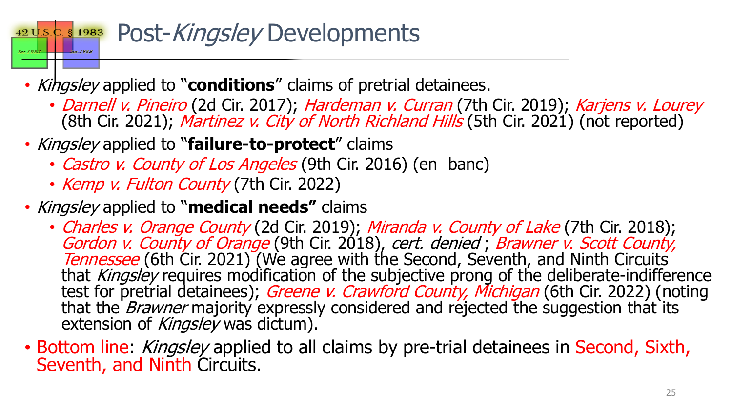# Post-*Kingsley* Developments

- *Kingsley* applied to "**conditions**" claims of pretrial detainees.
  - *Darnell v. Pineiro* (2d Cir. 2017); *Hardeman v. Curran* (7th Cir. 2019); *Karjens v. Lourey* (8th Cir. 2021); *Martinez v. City of North Richland Hills* (5th Cir. 2021) (not reported)
- *Kingsley* applied to "**failure-to-protect**" claims
  - *Castro v. County of Los Angeles* (9th Cir. 2016) (en banc)
  - *Kemp v. Fulton County* (7th Cir. 2022)
- *Kingsley* applied to "**medical needs"** claims
  - *Charles v. Orange County* (2d Cir. 2019); *Miranda v. County of Lake* (7th Cir. 2018); *Gordon v. County of Orange* (9th Cir. 2018), *cert. denied* ; *Brawner v. Scott County, Tennessee* (6th Cir. 2021) (We agree with the Second, Seventh, and Ninth Circuits that *Kingsley* requires modification of the subjective prong of the deliberate-indifference test for pretrial detainees); *Greene v. Crawford County, Michigan* (6th Cir. 2022) (noting that the *Brawner* majority expressly considered and rejected the suggestion that its extension of *Kingsley* was dictum).
- Bottom line: *Kingsley* applied to all claims by pre-trial detainees in Second, Sixth, Seventh, and Ninth Circuits.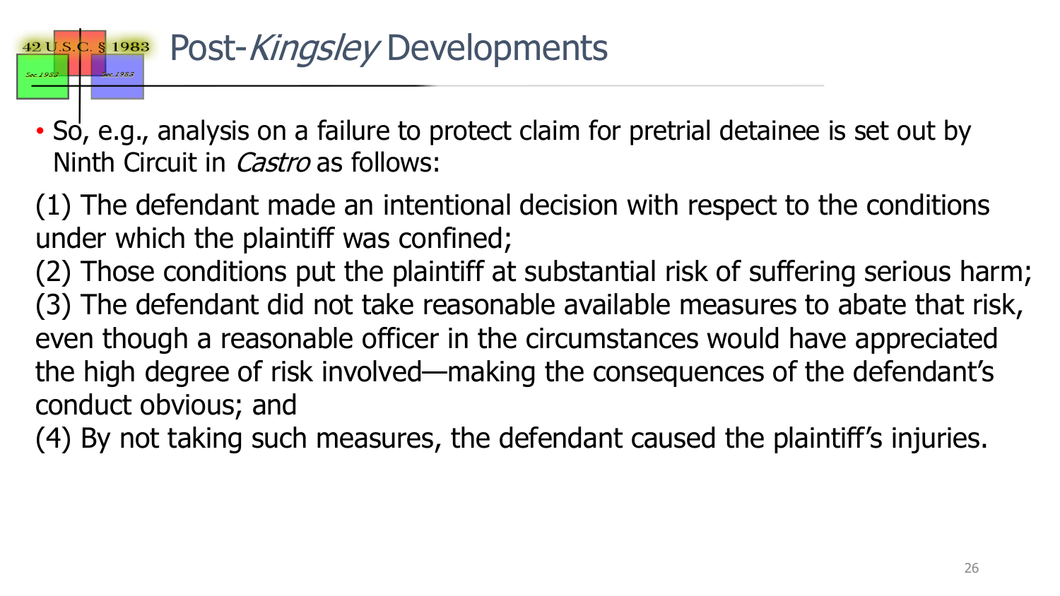# Post-*Kingsley* Developments

- So, e.g., analysis on a failure to protect claim for pretrial detainee is set out by Ninth Circuit in *Castro* as follows:

(1) The defendant made an intentional decision with respect to the conditions under which the plaintiff was confined;
(2) Those conditions put the plaintiff at substantial risk of suffering serious harm;
(3) The defendant did not take reasonable available measures to abate that risk, even though a reasonable officer in the circumstances would have appreciated the high degree of risk involved—making the consequences of the defendant's conduct obvious; and
(4) By not taking such measures, the defendant caused the plaintiff's injuries.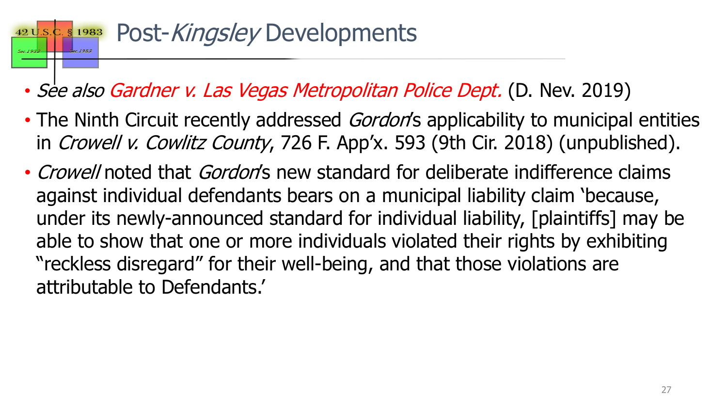# Post-*Kingsley* Developments

- *See also Gardner v. Las Vegas Metropolitan Police Dept.* (D. Nev. 2019)
- The Ninth Circuit recently addressed *Gordon*'s applicability to municipal entities in *Crowell v. Cowlitz County*, 726 F. App'x. 593 (9th Cir. 2018) (unpublished).
- *Crowell* noted that *Gordon*'s new standard for deliberate indifference claims against individual defendants bears on a municipal liability claim 'because, under its newly-announced standard for individual liability, [plaintiffs] may be able to show that one or more individuals violated their rights by exhibiting "reckless disregard" for their well-being, and that those violations are attributable to Defendants.'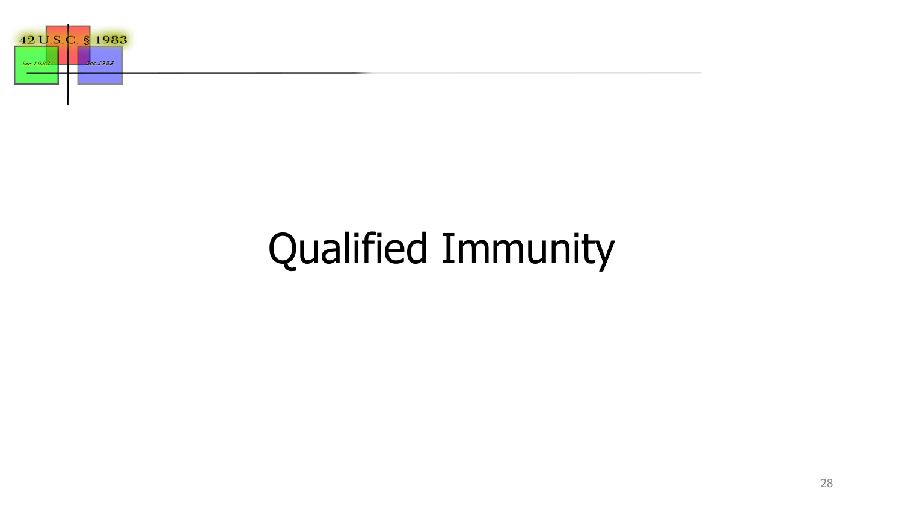# Qualified Immunity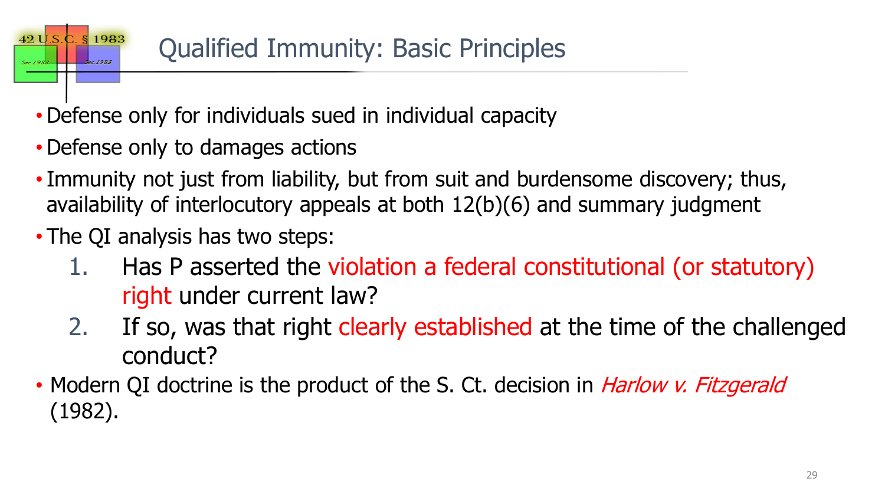# Qualified Immunity: Basic Principles

- Defense only for individuals sued in individual capacity
- Defense only to damages actions
- Immunity not just from liability, but from suit and burdensome discovery; thus, availability of interlocutory appeals at both 12(b)(6) and summary judgment
- The QI analysis has two steps:
  1. Has P asserted the violation a federal constitutional (or statutory) right under current law?
  2. If so, was that right clearly established at the time of the challenged conduct?
- Modern QI doctrine is the product of the S. Ct. decision in *Harlow v. Fitzgerald* (1982).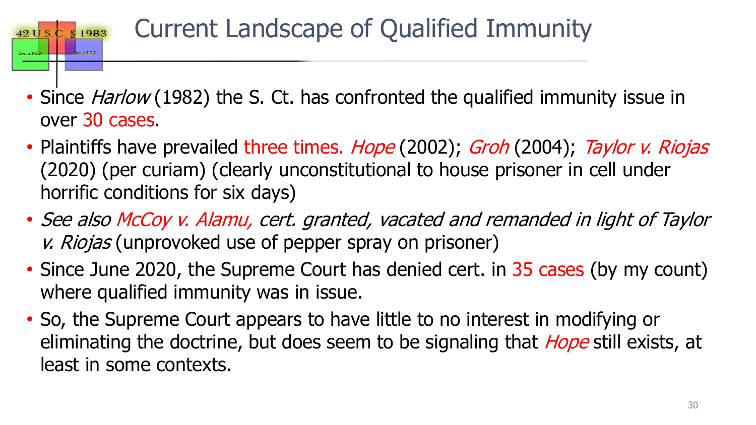# Current Landscape of Qualified Immunity

- Since *Harlow* (1982) the S. Ct. has confronted the qualified immunity issue in over 30 cases.
- Plaintiffs have prevailed three times. *Hope* (2002); *Groh* (2004); *Taylor v. Riojas* (2020) (per curiam) (clearly unconstitutional to house prisoner in cell under horrific conditions for six days)
- *See also McCoy v. Alamu, cert. granted, vacated and remanded in light of Taylor v. Riojas* (unprovoked use of pepper spray on prisoner)
- Since June 2020, the Supreme Court has denied cert. in 35 cases (by my count) where qualified immunity was in issue.
- So, the Supreme Court appears to have little to no interest in modifying or eliminating the doctrine, but does seem to be signaling that *Hope* still exists, at least in some contexts.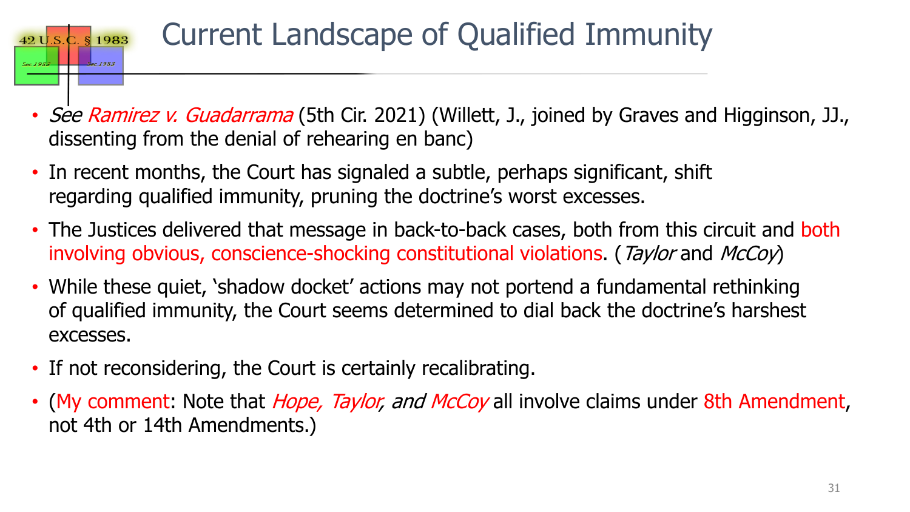# Current Landscape of Qualified Immunity

- *See Ramirez v. Guadarrama* (5th Cir. 2021) (Willett, J., joined by Graves and Higginson, JJ., dissenting from the denial of rehearing en banc)
- In recent months, the Court has signaled a subtle, perhaps significant, shift regarding qualified immunity, pruning the doctrine's worst excesses.
- The Justices delivered that message in back-to-back cases, both from this circuit and both involving obvious, conscience-shocking constitutional violations. (*Taylor* and *McCoy*)
- While these quiet, 'shadow docket' actions may not portend a fundamental rethinking of qualified immunity, the Court seems determined to dial back the doctrine's harshest excesses.
- If not reconsidering, the Court is certainly recalibrating.
- (My comment: Note that *Hope, Taylor, and McCoy* all involve claims under 8th Amendment, not 4th or 14th Amendments.)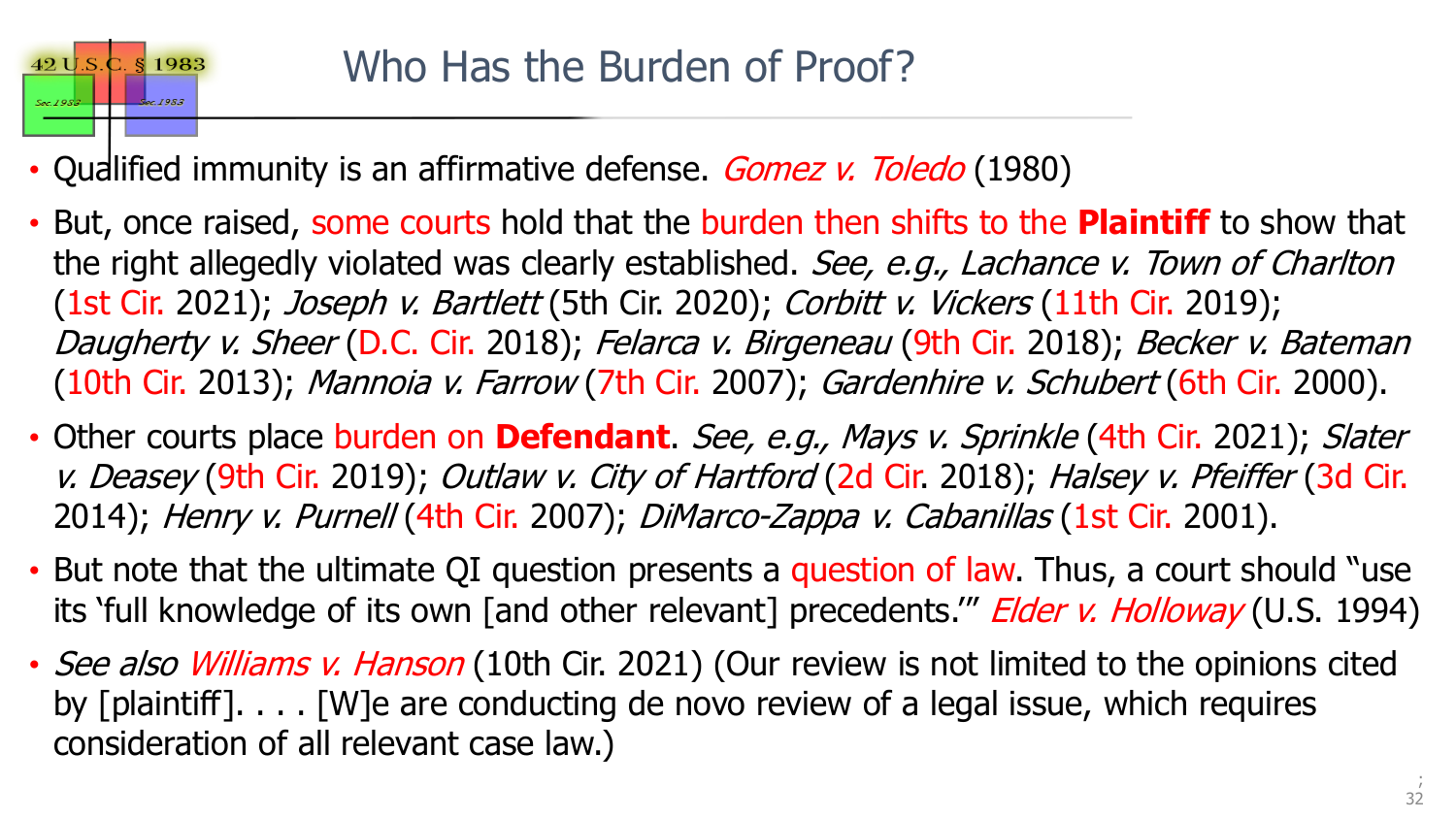# Who Has the Burden of Proof?

- Qualified immunity is an affirmative defense. *Gomez v. Toledo* (1980)
- But, once raised, some courts hold that the burden then shifts to the **Plaintiff** to show that the right allegedly violated was clearly established. *See, e.g., Lachance v. Town of Charlton* (1st Cir. 2021); *Joseph v. Bartlett* (5th Cir. 2020); *Corbitt v. Vickers* (11th Cir. 2019); *Daugherty v. Sheer* (D.C. Cir. 2018); *Felarca v. Birgeneau* (9th Cir. 2018); *Becker v. Bateman* (10th Cir. 2013); *Mannoia v. Farrow* (7th Cir. 2007); *Gardenhire v. Schubert* (6th Cir. 2000).
- Other courts place burden on **Defendant**. *See, e.g., Mays v. Sprinkle* (4th Cir. 2021); *Slater v. Deasey* (9th Cir. 2019); *Outlaw v. City of Hartford* (2d Cir. 2018); *Halsey v. Pfeiffer* (3d Cir. 2014); *Henry v. Purnell* (4th Cir. 2007); *DiMarco-Zappa v. Cabanillas* (1st Cir. 2001).
- But note that the ultimate QI question presents a question of law. Thus, a court should "use its 'full knowledge of its own [and other relevant] precedents.'" *Elder v. Holloway* (U.S. 1994)
- *See also Williams v. Hanson* (10th Cir. 2021) (Our review is not limited to the opinions cited by [plaintiff]. . . . [W]e are conducting de novo review of a legal issue, which requires consideration of all relevant case law.)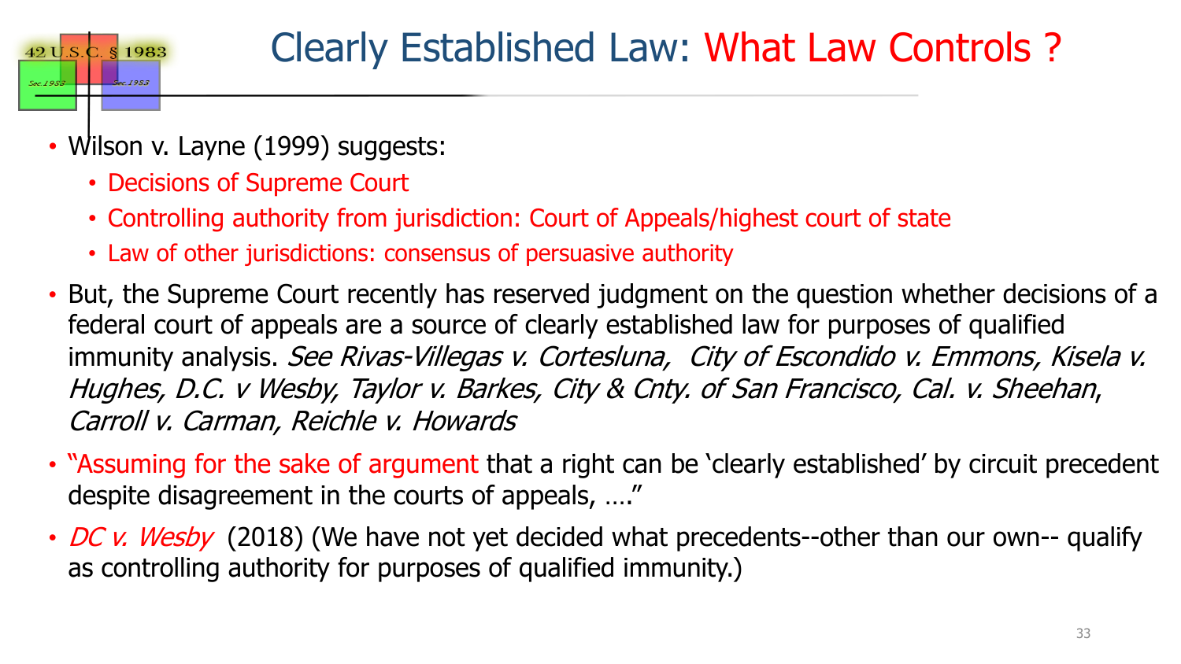# Clearly Established Law: What Law Controls ?

- Wilson v. Layne (1999) suggests:
  - Decisions of Supreme Court
  - Controlling authority from jurisdiction: Court of Appeals/highest court of state
  - Law of other jurisdictions: consensus of persuasive authority
- But, the Supreme Court recently has reserved judgment on the question whether decisions of a federal court of appeals are a source of clearly established law for purposes of qualified immunity analysis. *See Rivas-Villegas v. Cortesluna, City of Escondido v. Emmons, Kisela v. Hughes, D.C. v Wesby, Taylor v. Barkes, City & Cnty. of San Francisco, Cal. v. Sheehan, Carroll v. Carman, Reichle v. Howards*
- "Assuming for the sake of argument that a right can be 'clearly established' by circuit precedent despite disagreement in the courts of appeals, …."
- *DC v. Wesby* (2018) (We have not yet decided what precedents--other than our own-- qualify as controlling authority for purposes of qualified immunity.)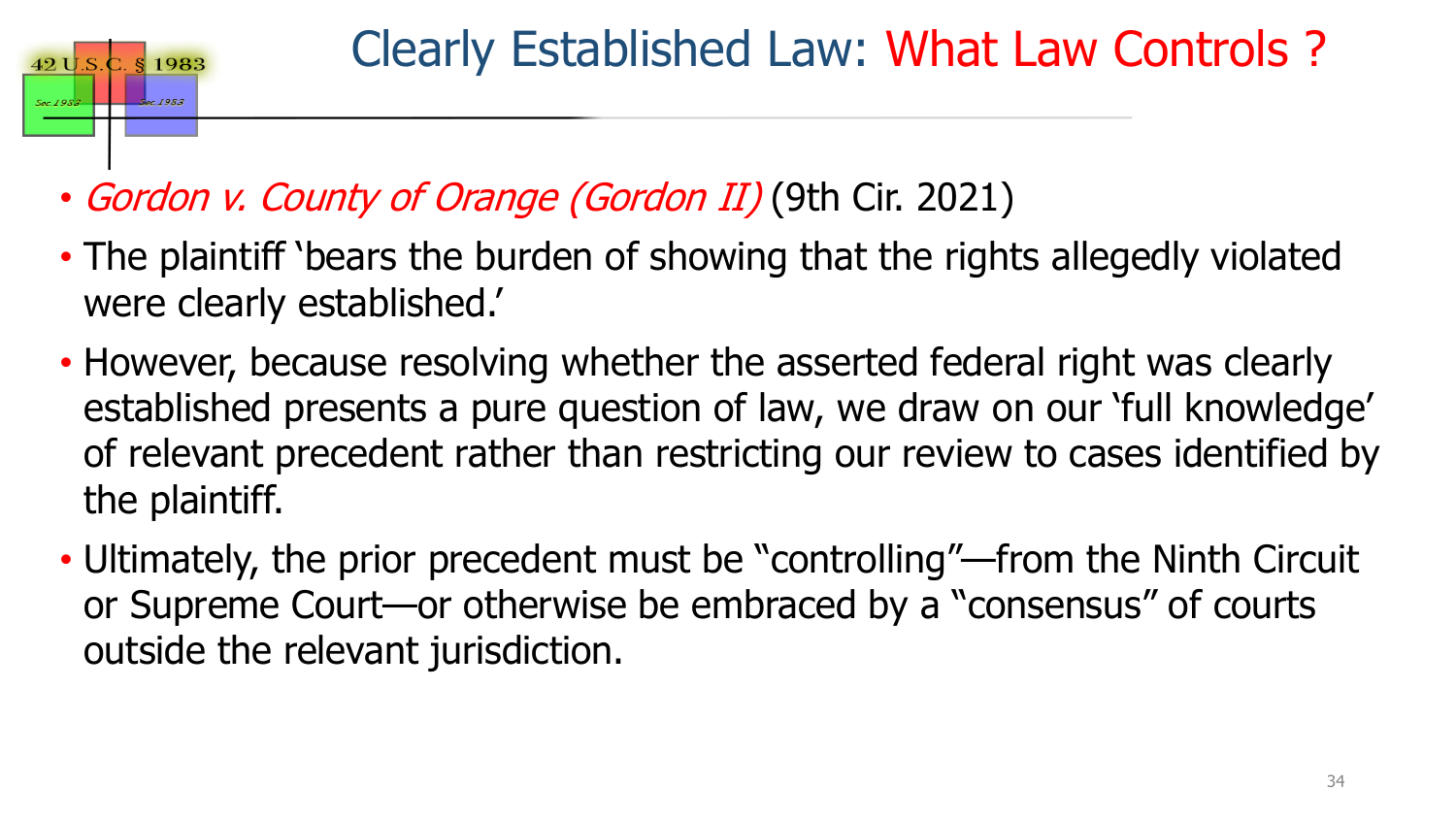# Clearly Established Law: What Law Controls ?

- *Gordon v. County of Orange (Gordon II)* (9th Cir. 2021)
- The plaintiff 'bears the burden of showing that the rights allegedly violated were clearly established.'
- However, because resolving whether the asserted federal right was clearly established presents a pure question of law, we draw on our 'full knowledge' of relevant precedent rather than restricting our review to cases identified by the plaintiff.
- Ultimately, the prior precedent must be "controlling"—from the Ninth Circuit or Supreme Court—or otherwise be embraced by a "consensus" of courts outside the relevant jurisdiction.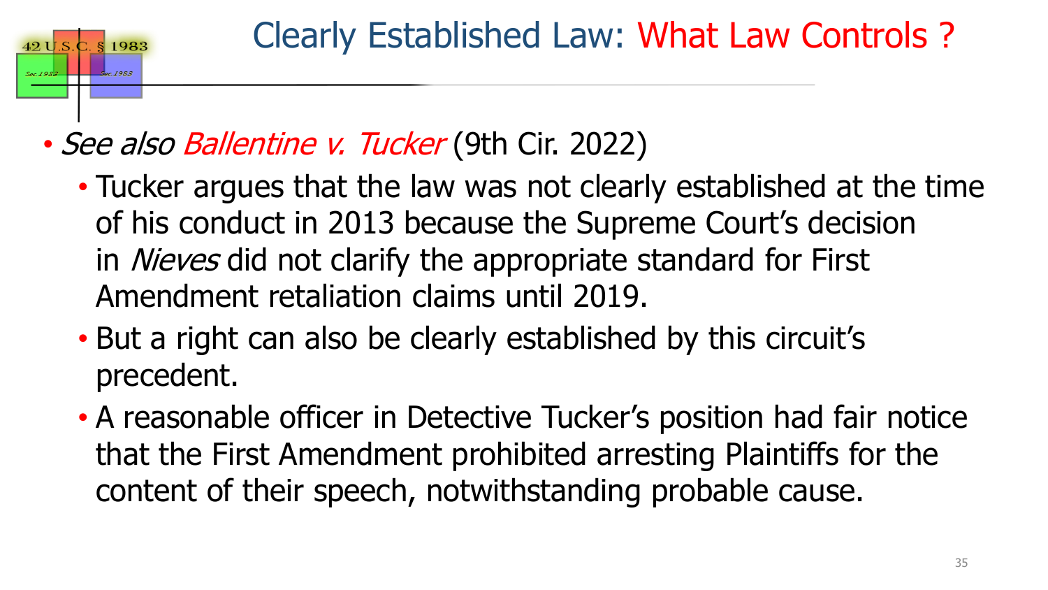# Clearly Established Law: What Law Controls ?

- *See also Ballentine v. Tucker* (9th Cir. 2022)
  - Tucker argues that the law was not clearly established at the time of his conduct in 2013 because the Supreme Court's decision in *Nieves* did not clarify the appropriate standard for First Amendment retaliation claims until 2019.
  - But a right can also be clearly established by this circuit's precedent.
  - A reasonable officer in Detective Tucker's position had fair notice that the First Amendment prohibited arresting Plaintiffs for the content of their speech, notwithstanding probable cause.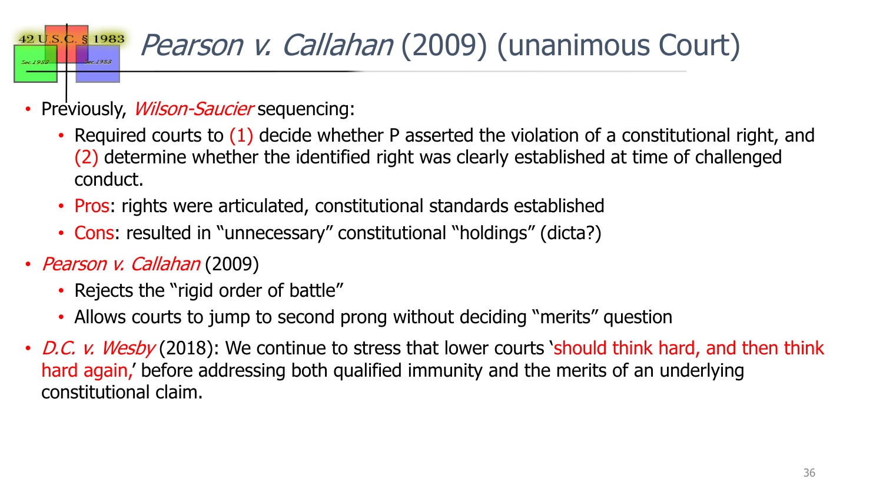# *Pearson v. Callahan* (2009) (unanimous Court)

- Previously, *Wilson-Saucier* sequencing:
  - Required courts to (1) decide whether P asserted the violation of a constitutional right, and (2) determine whether the identified right was clearly established at time of challenged conduct.
  - Pros: rights were articulated, constitutional standards established
  - Cons: resulted in "unnecessary" constitutional "holdings" (dicta?)
- *Pearson v. Callahan* (2009)
  - Rejects the "rigid order of battle"
  - Allows courts to jump to second prong without deciding "merits" question
- *D.C. v. Wesby* (2018): We continue to stress that lower courts 'should think hard, and then think hard again,' before addressing both qualified immunity and the merits of an underlying constitutional claim.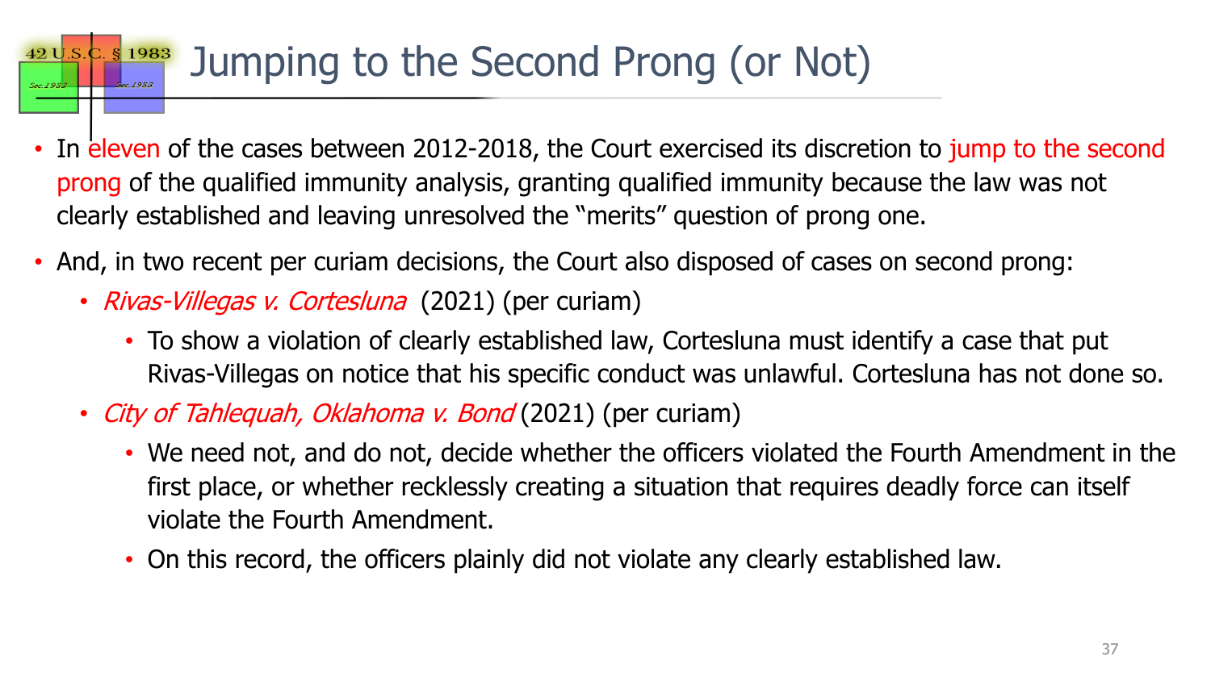# Jumping to the Second Prong (or Not)

- In eleven of the cases between 2012-2018, the Court exercised its discretion to jump to the second prong of the qualified immunity analysis, granting qualified immunity because the law was not clearly established and leaving unresolved the "merits" question of prong one.
- And, in two recent per curiam decisions, the Court also disposed of cases on second prong:
  - *Rivas-Villegas v. Cortesluna* (2021) (per curiam)
    - To show a violation of clearly established law, Cortesluna must identify a case that put Rivas-Villegas on notice that his specific conduct was unlawful. Cortesluna has not done so.
  - *City of Tahlequah, Oklahoma v. Bond* (2021) (per curiam)
    - We need not, and do not, decide whether the officers violated the Fourth Amendment in the first place, or whether recklessly creating a situation that requires deadly force can itself violate the Fourth Amendment.
    - On this record, the officers plainly did not violate any clearly established law.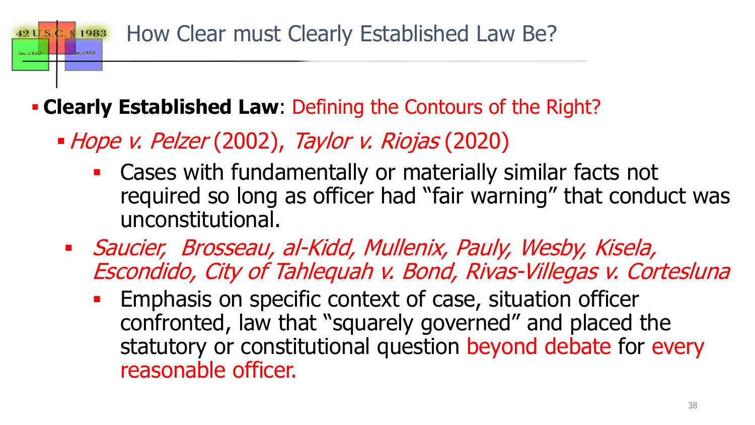# How Clear must Clearly Established Law Be?

- **Clearly Established Law**: Defining the Contours of the Right?
  - *Hope v. Pelzer* (2002), *Taylor v. Riojas* (2020)
    - Cases with fundamentally or materially similar facts not required so long as officer had "fair warning" that conduct was unconstitutional.
  - *Saucier, Brosseau, al-Kidd, Mullenix, Pauly, Wesby, Kisela, Escondido, City of Tahlequah v. Bond, Rivas-Villegas v. Cortesluna*
    - Emphasis on specific context of case, situation officer confronted, law that "squarely governed" and placed the statutory or constitutional question beyond debate for every reasonable officer.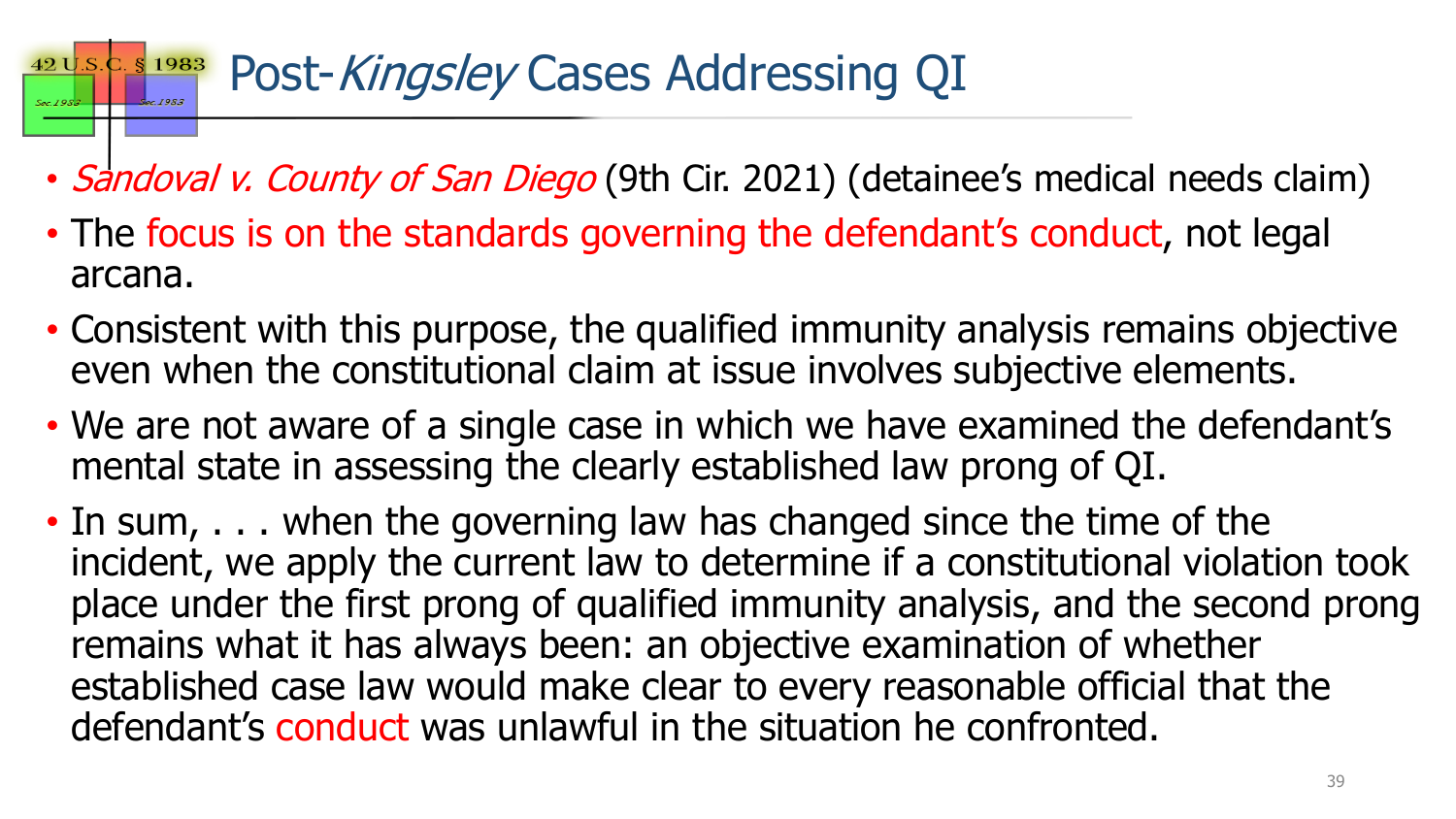# Post-*Kingsley* Cases Addressing QI

- *Sandoval v. County of San Diego* (9th Cir. 2021) (detainee's medical needs claim)
- The focus is on the standards governing the defendant's conduct, not legal arcana.
- Consistent with this purpose, the qualified immunity analysis remains objective even when the constitutional claim at issue involves subjective elements.
- We are not aware of a single case in which we have examined the defendant's mental state in assessing the clearly established law prong of QI.
- In sum, . . . when the governing law has changed since the time of the incident, we apply the current law to determine if a constitutional violation took place under the first prong of qualified immunity analysis, and the second prong remains what it has always been: an objective examination of whether established case law would make clear to every reasonable official that the defendant's conduct was unlawful in the situation he confronted.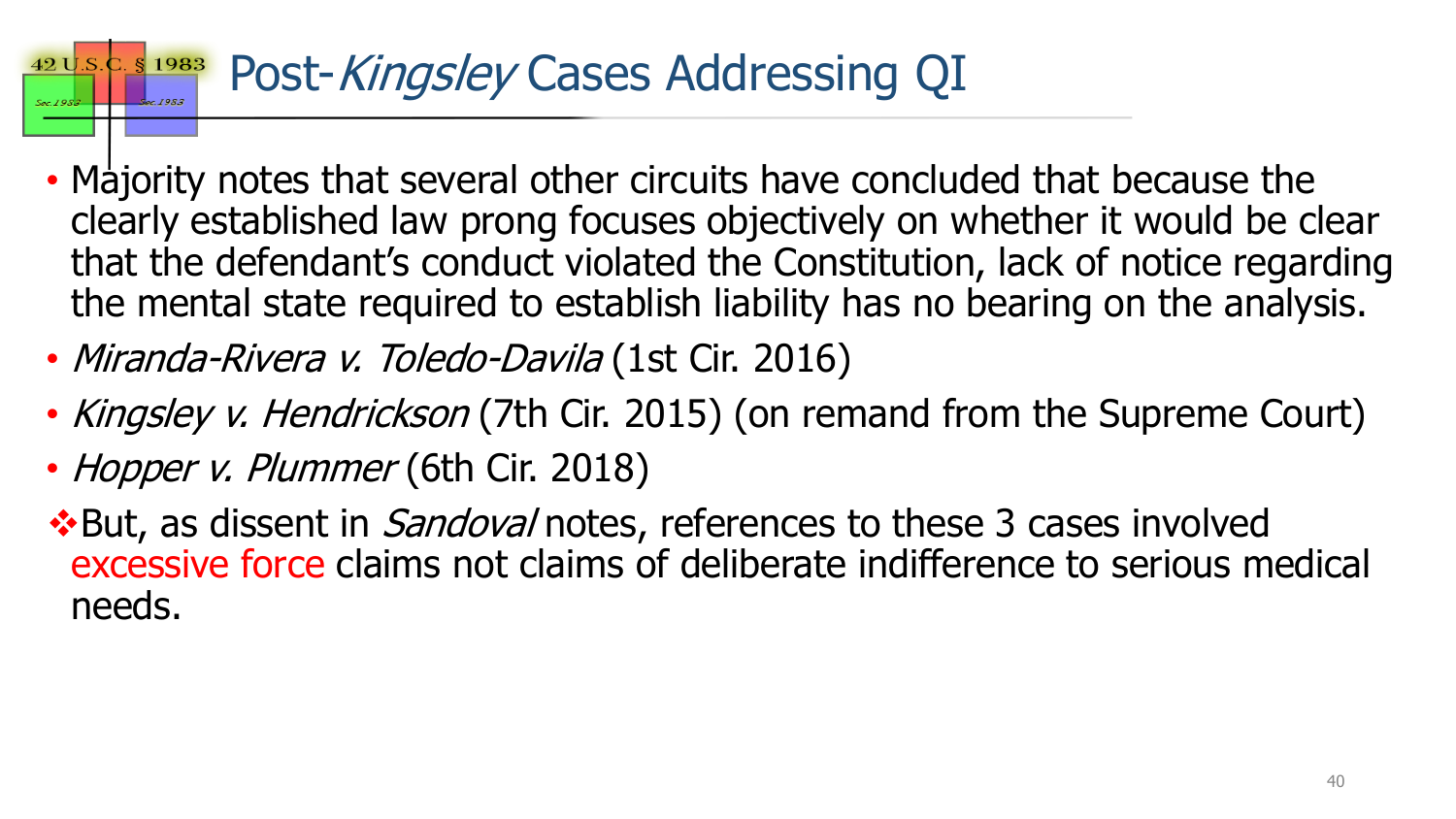# Post-*Kingsley* Cases Addressing QI

- Majority notes that several other circuits have concluded that because the clearly established law prong focuses objectively on whether it would be clear that the defendant's conduct violated the Constitution, lack of notice regarding the mental state required to establish liability has no bearing on the analysis.
- *Miranda-Rivera v. Toledo-Davila* (1st Cir. 2016)
- *Kingsley v. Hendrickson* (7th Cir. 2015) (on remand from the Supreme Court)
- *Hopper v. Plummer* (6th Cir. 2018)

❖ But, as dissent in *Sandoval* notes, references to these 3 cases involved excessive force claims not claims of deliberate indifference to serious medical needs.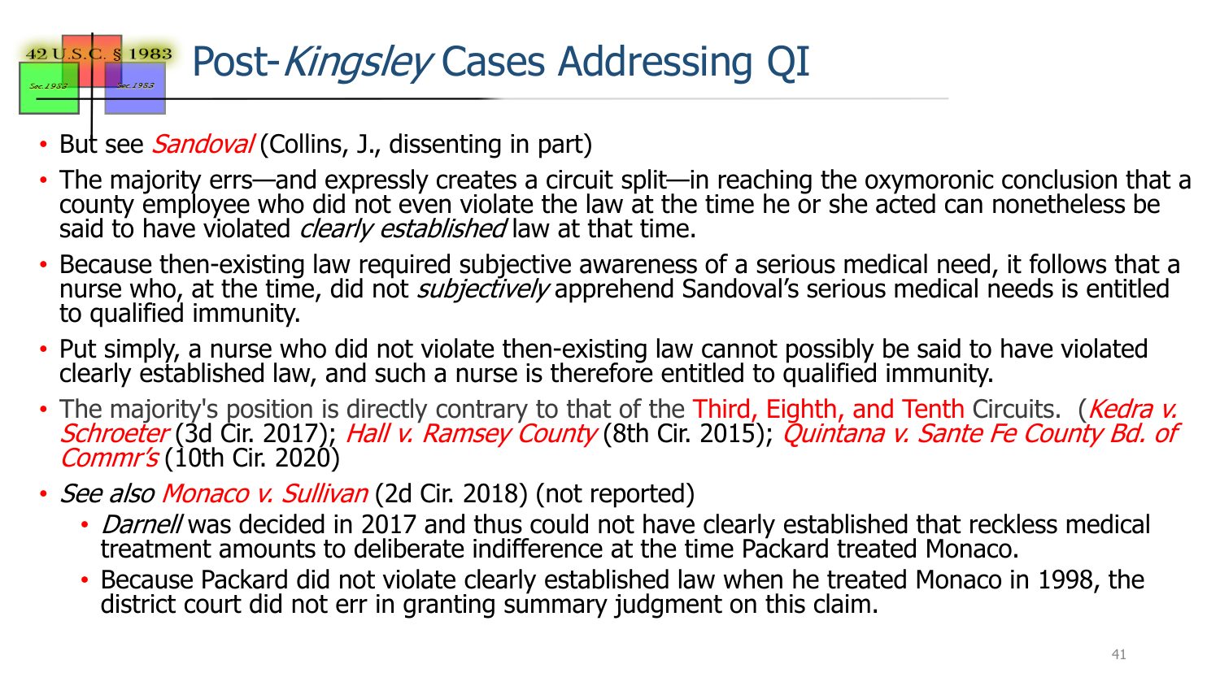# Post-*Kingsley* Cases Addressing QI

- But see *Sandoval* (Collins, J., dissenting in part)
- The majority errs—and expressly creates a circuit split—in reaching the oxymoronic conclusion that a county employee who did not even violate the law at the time he or she acted can nonetheless be said to have violated *clearly established* law at that time.
- Because then-existing law required subjective awareness of a serious medical need, it follows that a nurse who, at the time, did not *subjectively* apprehend Sandoval's serious medical needs is entitled to qualified immunity.
- Put simply, a nurse who did not violate then-existing law cannot possibly be said to have violated clearly established law, and such a nurse is therefore entitled to qualified immunity.
- The majority's position is directly contrary to that of the Third, Eighth, and Tenth Circuits. (*Kedra v. Schroeter* (3d Cir. 2017); *Hall v. Ramsey County* (8th Cir. 2015); *Quintana v. Sante Fe County Bd. of Commr's* (10th Cir. 2020)
- *See also Monaco v. Sullivan* (2d Cir. 2018) (not reported)
  - *Darnell* was decided in 2017 and thus could not have clearly established that reckless medical treatment amounts to deliberate indifference at the time Packard treated Monaco.
  - Because Packard did not violate clearly established law when he treated Monaco in 1998, the district court did not err in granting summary judgment on this claim.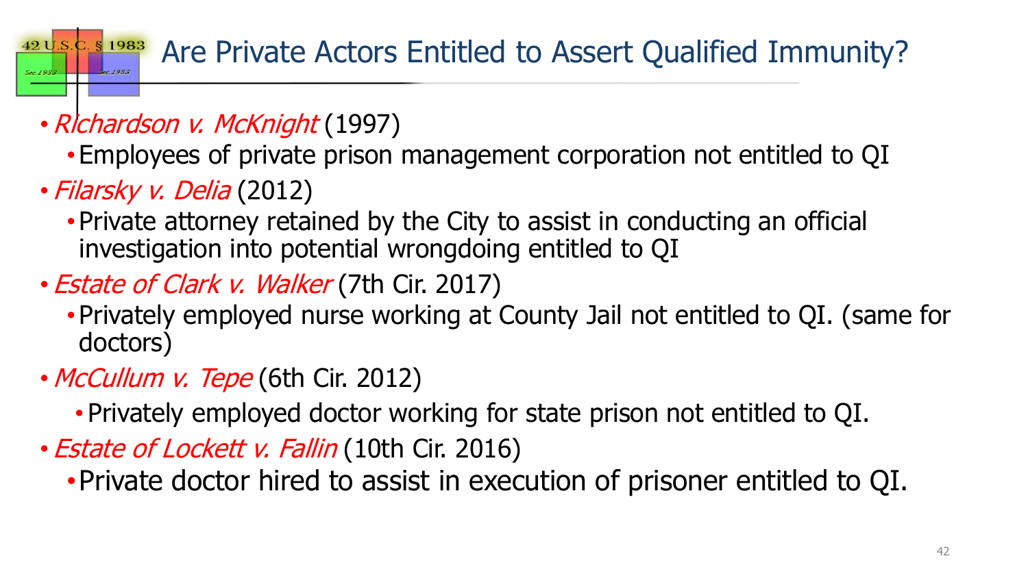# Are Private Actors Entitled to Assert Qualified Immunity?

- *Richardson v. McKnight* (1997)
  - Employees of private prison management corporation not entitled to QI
- *Filarsky v. Delia* (2012)
  - Private attorney retained by the City to assist in conducting an official investigation into potential wrongdoing entitled to QI
- *Estate of Clark v. Walker* (7th Cir. 2017)
  - Privately employed nurse working at County Jail not entitled to QI. (same for doctors)
- *McCullum v. Tepe* (6th Cir. 2012)
  - Privately employed doctor working for state prison not entitled to QI.
- *Estate of Lockett v. Fallin* (10th Cir. 2016)
  - Private doctor hired to assist in execution of prisoner entitled to QI.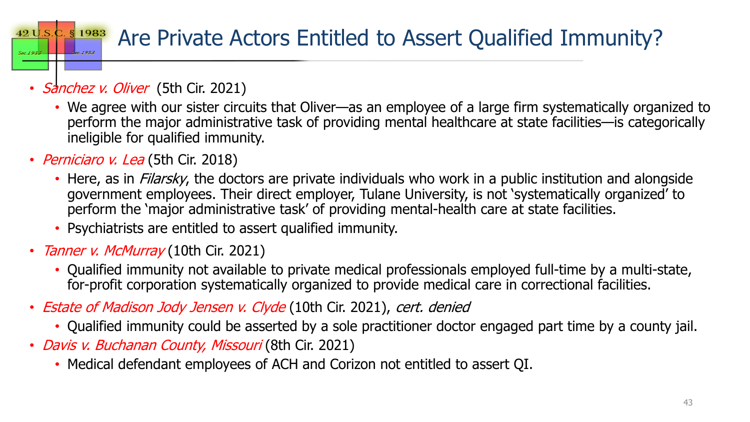# Are Private Actors Entitled to Assert Qualified Immunity?

- *Sanchez v. Oliver* (5th Cir. 2021)
  - We agree with our sister circuits that Oliver—as an employee of a large firm systematically organized to perform the major administrative task of providing mental healthcare at state facilities—is categorically ineligible for qualified immunity.
- *Perniciaro v. Lea* (5th Cir. 2018)
  - Here, as in *Filarsky*, the doctors are private individuals who work in a public institution and alongside government employees. Their direct employer, Tulane University, is not 'systematically organized' to perform the 'major administrative task' of providing mental-health care at state facilities.
  - Psychiatrists are entitled to assert qualified immunity.
- *Tanner v. McMurray* (10th Cir. 2021)
  - Qualified immunity not available to private medical professionals employed full-time by a multi-state, for-profit corporation systematically organized to provide medical care in correctional facilities.
- *Estate of Madison Jody Jensen v. Clyde* (10th Cir. 2021), *cert. denied*
  - Qualified immunity could be asserted by a sole practitioner doctor engaged part time by a county jail.
- *Davis v. Buchanan County, Missouri* (8th Cir. 2021)
  - Medical defendant employees of ACH and Corizon not entitled to assert QI.